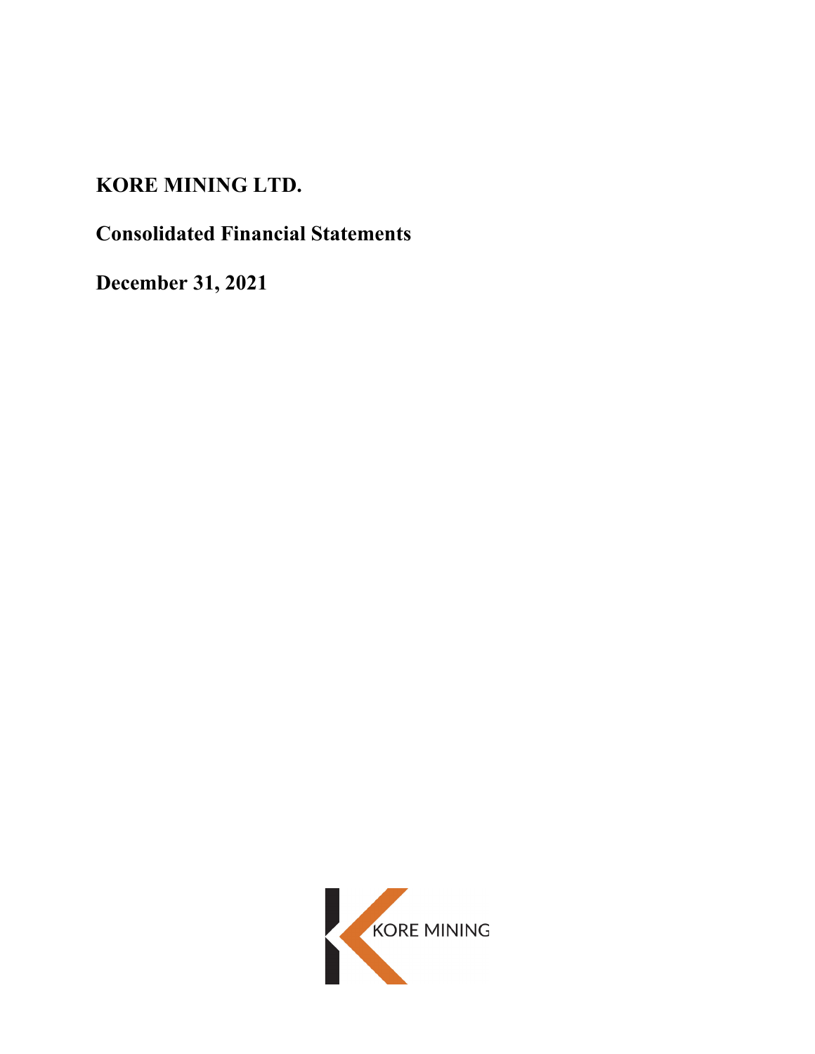# KORE MINING LTD.

## Consolidated Financial Statements

## December 31, 2021

KORE MINING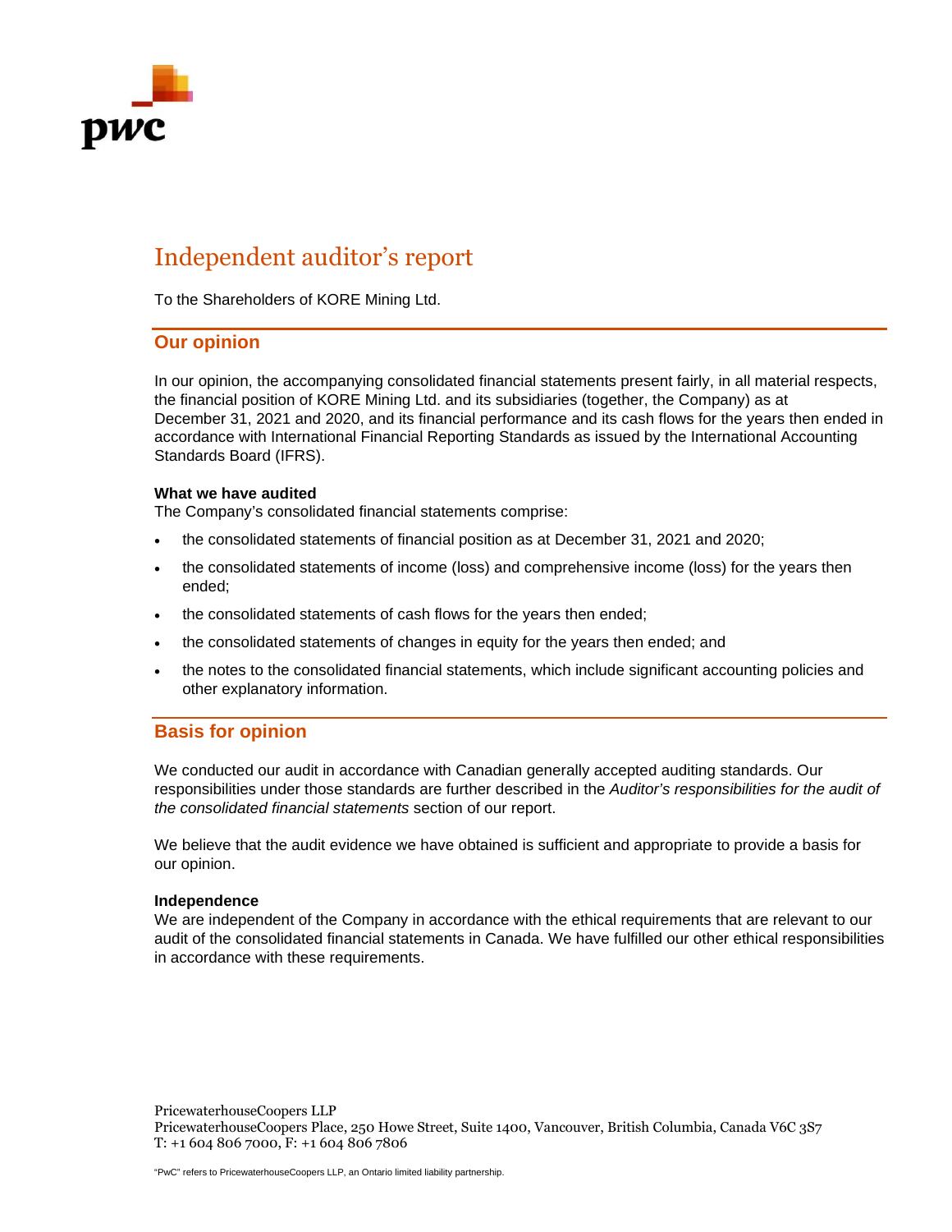# Independent auditor's report

To the Shareholders of KORE Mining Ltd.

## Our opinion

In our opinion, the accompanying consolidated financial statements present fairly, in all material respects, the financial position of KORE Mining Ltd. and its subsidiaries (together, the Company) as at December 31, 2021 and 2020, and its financial performance and its cash flows for the years then ended in accordance with International Financial Reporting Standards as issued by the International Accounting Standards Board (IFRS).

**What we have audited**

The Company's consolidated financial statements comprise:

- the consolidated statements of financial position as at December 31, 2021 and 2020;
- the consolidated statements of income (loss) and comprehensive income (loss) for the years then ended;
- the consolidated statements of cash flows for the years then ended;
- the consolidated statements of changes in equity for the years then ended; and
- the notes to the consolidated financial statements, which include significant accounting policies and other explanatory information.

## Basis for opinion

We conducted our audit in accordance with Canadian generally accepted auditing standards. Our responsibilities under those standards are further described in the *Auditor's responsibilities for the audit of the consolidated financial statements* section of our report.

We believe that the audit evidence we have obtained is sufficient and appropriate to provide a basis for our opinion.

**Independence**

We are independent of the Company in accordance with the ethical requirements that are relevant to our audit of the consolidated financial statements in Canada. We have fulfilled our other ethical responsibilities in accordance with these requirements.

PricewaterhouseCoopers LLP
PricewaterhouseCoopers Place, 250 Howe Street, Suite 1400, Vancouver, British Columbia, Canada V6C 3S7
T: +1 604 806 7000, F: +1 604 806 7806

"PwC" refers to PricewaterhouseCoopers LLP, an Ontario limited liability partnership.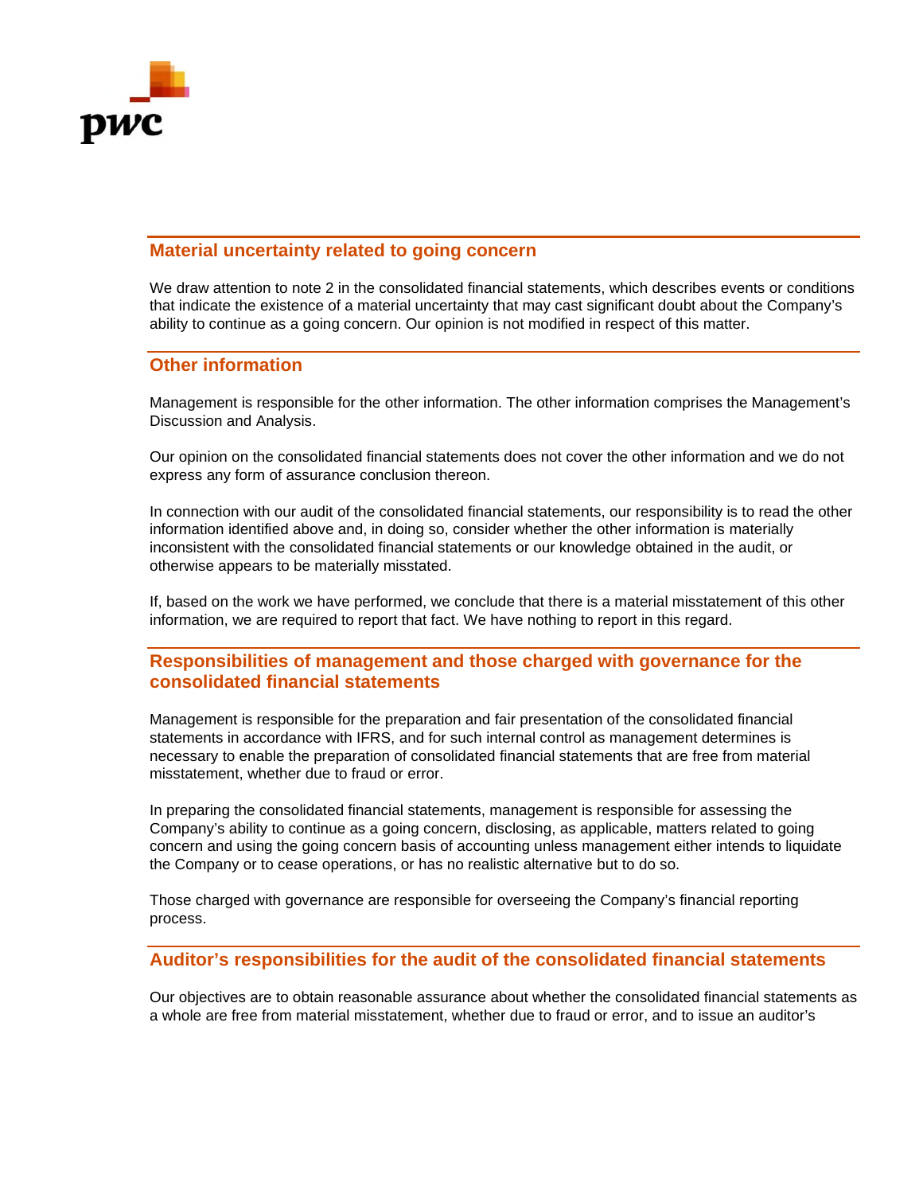## Material uncertainty related to going concern

We draw attention to note 2 in the consolidated financial statements, which describes events or conditions that indicate the existence of a material uncertainty that may cast significant doubt about the Company's ability to continue as a going concern. Our opinion is not modified in respect of this matter.

## Other information

Management is responsible for the other information. The other information comprises the Management's Discussion and Analysis.

Our opinion on the consolidated financial statements does not cover the other information and we do not express any form of assurance conclusion thereon.

In connection with our audit of the consolidated financial statements, our responsibility is to read the other information identified above and, in doing so, consider whether the other information is materially inconsistent with the consolidated financial statements or our knowledge obtained in the audit, or otherwise appears to be materially misstated.

If, based on the work we have performed, we conclude that there is a material misstatement of this other information, we are required to report that fact. We have nothing to report in this regard.

## Responsibilities of management and those charged with governance for the consolidated financial statements

Management is responsible for the preparation and fair presentation of the consolidated financial statements in accordance with IFRS, and for such internal control as management determines is necessary to enable the preparation of consolidated financial statements that are free from material misstatement, whether due to fraud or error.

In preparing the consolidated financial statements, management is responsible for assessing the Company's ability to continue as a going concern, disclosing, as applicable, matters related to going concern and using the going concern basis of accounting unless management either intends to liquidate the Company or to cease operations, or has no realistic alternative but to do so.

Those charged with governance are responsible for overseeing the Company's financial reporting process.

## Auditor's responsibilities for the audit of the consolidated financial statements

Our objectives are to obtain reasonable assurance about whether the consolidated financial statements as a whole are free from material misstatement, whether due to fraud or error, and to issue an auditor's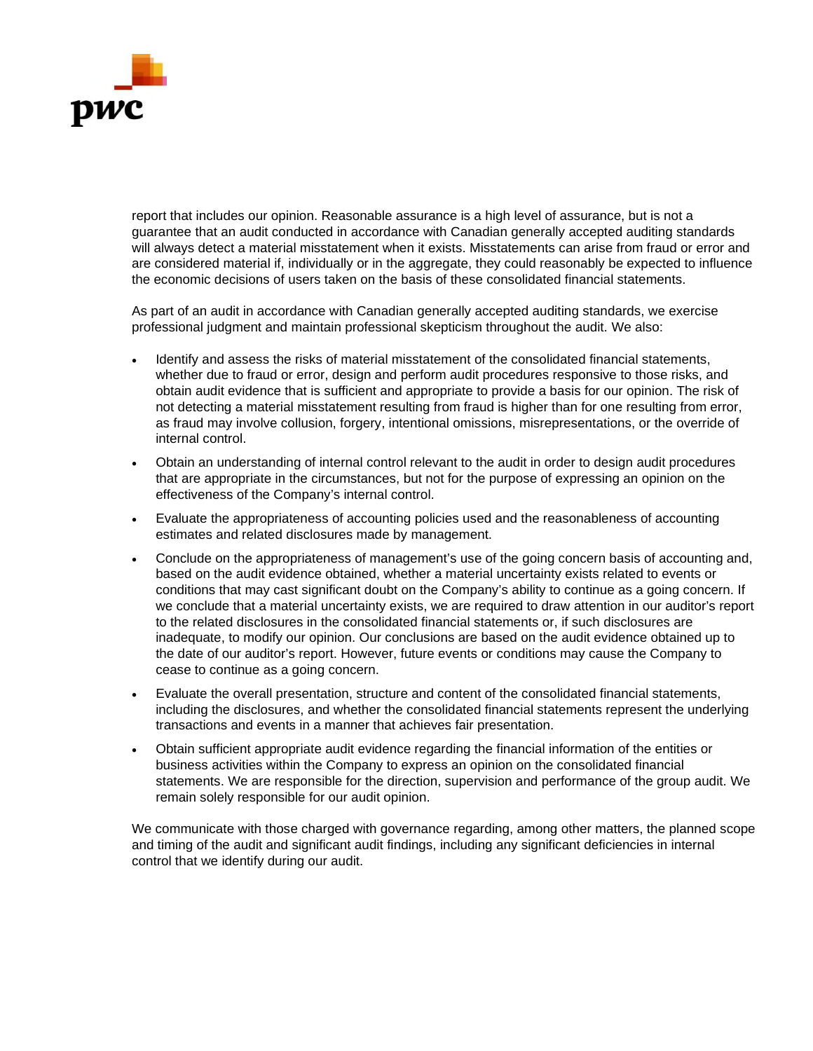report that includes our opinion. Reasonable assurance is a high level of assurance, but is not a guarantee that an audit conducted in accordance with Canadian generally accepted auditing standards will always detect a material misstatement when it exists. Misstatements can arise from fraud or error and are considered material if, individually or in the aggregate, they could reasonably be expected to influence the economic decisions of users taken on the basis of these consolidated financial statements.

As part of an audit in accordance with Canadian generally accepted auditing standards, we exercise professional judgment and maintain professional skepticism throughout the audit. We also:

- Identify and assess the risks of material misstatement of the consolidated financial statements, whether due to fraud or error, design and perform audit procedures responsive to those risks, and obtain audit evidence that is sufficient and appropriate to provide a basis for our opinion. The risk of not detecting a material misstatement resulting from fraud is higher than for one resulting from error, as fraud may involve collusion, forgery, intentional omissions, misrepresentations, or the override of internal control.
- Obtain an understanding of internal control relevant to the audit in order to design audit procedures that are appropriate in the circumstances, but not for the purpose of expressing an opinion on the effectiveness of the Company's internal control.
- Evaluate the appropriateness of accounting policies used and the reasonableness of accounting estimates and related disclosures made by management.
- Conclude on the appropriateness of management's use of the going concern basis of accounting and, based on the audit evidence obtained, whether a material uncertainty exists related to events or conditions that may cast significant doubt on the Company's ability to continue as a going concern. If we conclude that a material uncertainty exists, we are required to draw attention in our auditor's report to the related disclosures in the consolidated financial statements or, if such disclosures are inadequate, to modify our opinion. Our conclusions are based on the audit evidence obtained up to the date of our auditor's report. However, future events or conditions may cause the Company to cease to continue as a going concern.
- Evaluate the overall presentation, structure and content of the consolidated financial statements, including the disclosures, and whether the consolidated financial statements represent the underlying transactions and events in a manner that achieves fair presentation.
- Obtain sufficient appropriate audit evidence regarding the financial information of the entities or business activities within the Company to express an opinion on the consolidated financial statements. We are responsible for the direction, supervision and performance of the group audit. We remain solely responsible for our audit opinion.

We communicate with those charged with governance regarding, among other matters, the planned scope and timing of the audit and significant audit findings, including any significant deficiencies in internal control that we identify during our audit.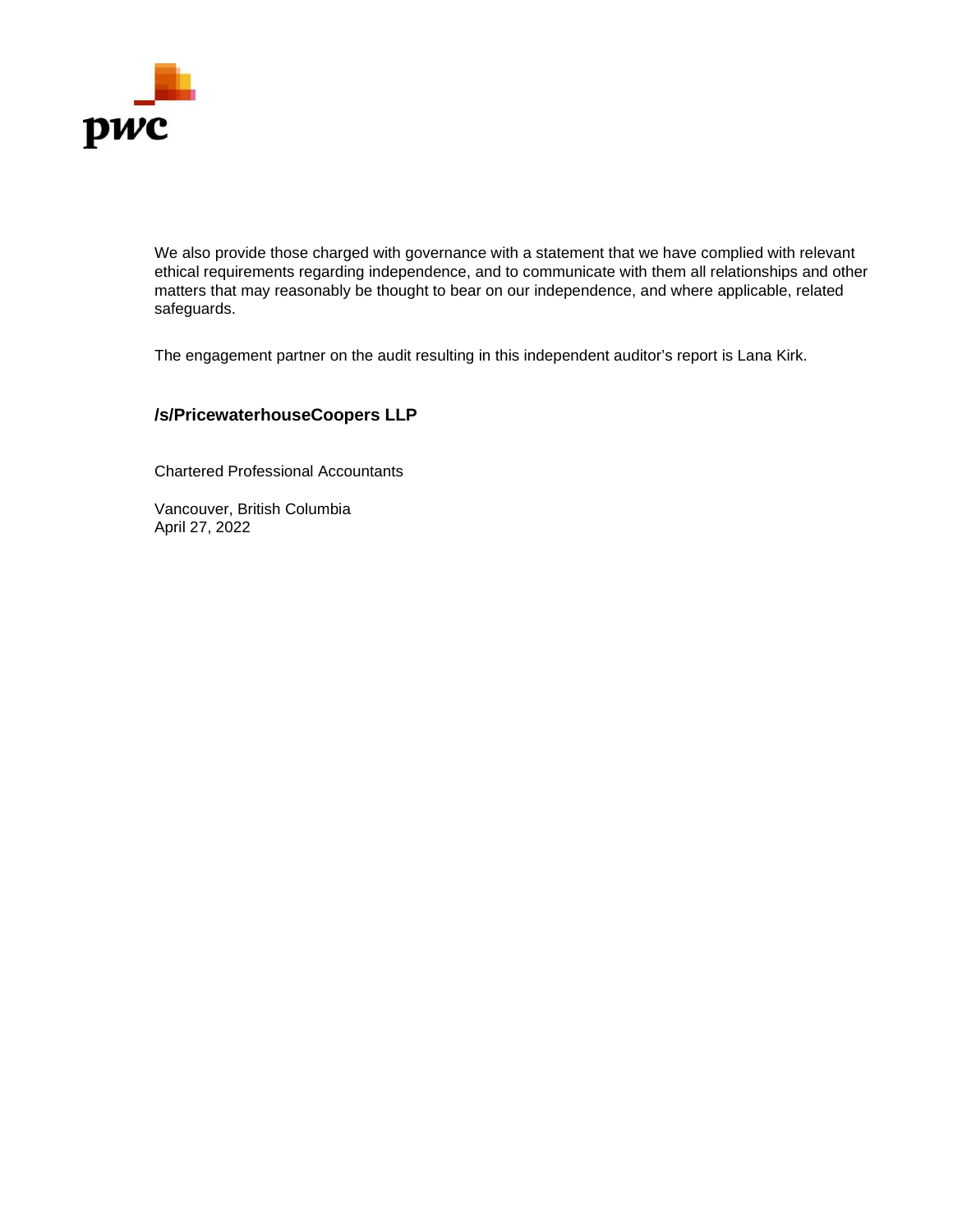We also provide those charged with governance with a statement that we have complied with relevant ethical requirements regarding independence, and to communicate with them all relationships and other matters that may reasonably be thought to bear on our independence, and where applicable, related safeguards.

The engagement partner on the audit resulting in this independent auditor's report is Lana Kirk.

**/s/PricewaterhouseCoopers LLP**

Chartered Professional Accountants

Vancouver, British Columbia
April 27, 2022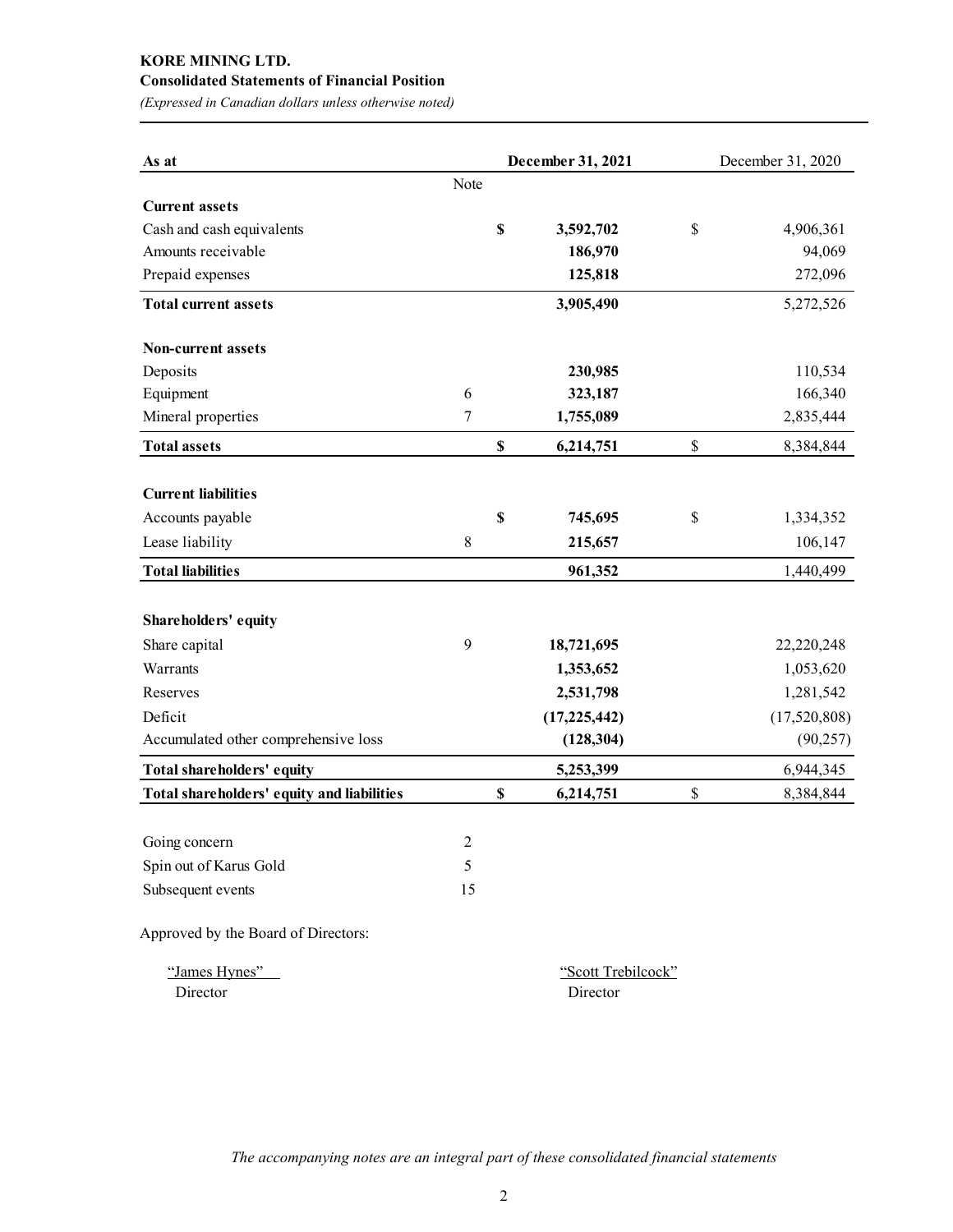**KORE MINING LTD.**

**Consolidated Statements of Financial Position**

*(Expressed in Canadian dollars unless otherwise noted)*

| As at | Note | **December 31, 2021** | December 31, 2020 |
|---|---|---|---|
| **Current assets** | | | |
| Cash and cash equivalents | | **$ 3,592,702** | $ 4,906,361 |
| Amounts receivable | | **186,970** | 94,069 |
| Prepaid expenses | | **125,818** | 272,096 |
| **Total current assets** | | **3,905,490** | 5,272,526 |
| **Non-current assets** | | | |
| Deposits | | **230,985** | 110,534 |
| Equipment | 6 | **323,187** | 166,340 |
| Mineral properties | 7 | **1,755,089** | 2,835,444 |
| **Total assets** | | **$ 6,214,751** | $ 8,384,844 |
| **Current liabilities** | | | |
| Accounts payable | | **$ 745,695** | $ 1,334,352 |
| Lease liability | 8 | **215,657** | 106,147 |
| **Total liabilities** | | **961,352** | 1,440,499 |
| **Shareholders' equity** | | | |
| Share capital | 9 | **18,721,695** | 22,220,248 |
| Warrants | | **1,353,652** | 1,053,620 |
| Reserves | | **2,531,798** | 1,281,542 |
| Deficit | | **(17,225,442)** | (17,520,808) |
| Accumulated other comprehensive loss | | **(128,304)** | (90,257) |
| **Total shareholders' equity** | | **5,253,399** | 6,944,345 |
| **Total shareholders' equity and liabilities** | | **$ 6,214,751** | $ 8,384,844 |

| | |
|---|---|
| Going concern | 2 |
| Spin out of Karus Gold | 5 |
| Subsequent events | 15 |

Approved by the Board of Directors:

"James Hynes" Director

"Scott Trebilcock" Director

*The accompanying notes are an integral part of these consolidated financial statements*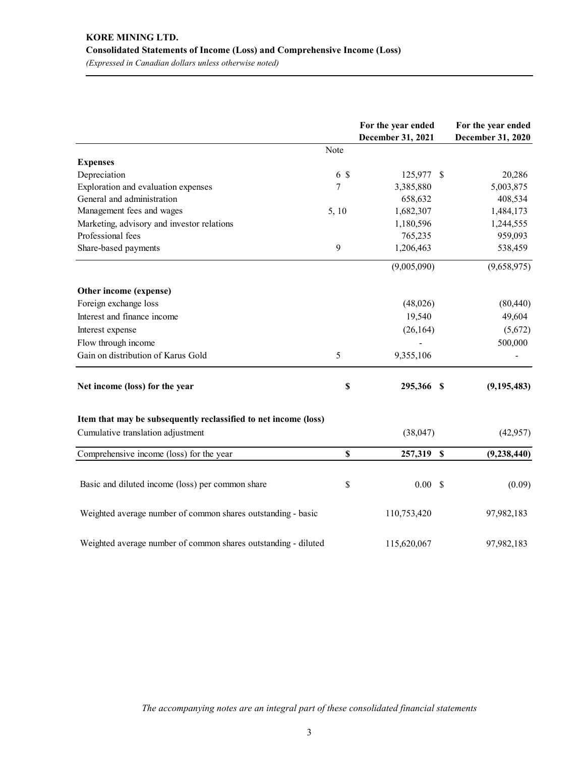**KORE MINING LTD.**

**Consolidated Statements of Income (Loss) and Comprehensive Income (Loss)**

*(Expressed in Canadian dollars unless otherwise noted)*

| | Note | For the year ended December 31, 2021 | For the year ended December 31, 2020 |
|---|---|---|---|
| **Expenses** | | | |
| Depreciation | 6 | $ 125,977 | $ 20,286 |
| Exploration and evaluation expenses | 7 | 3,385,880 | 5,003,875 |
| General and administration | | 658,632 | 408,534 |
| Management fees and wages | 5, 10 | 1,682,307 | 1,484,173 |
| Marketing, advisory and investor relations | | 1,180,596 | 1,244,555 |
| Professional fees | | 765,235 | 959,093 |
| Share-based payments | 9 | 1,206,463 | 538,459 |
| | | (9,005,090) | (9,658,975) |
| **Other income (expense)** | | | |
| Foreign exchange loss | | (48,026) | (80,440) |
| Interest and finance income | | 19,540 | 49,604 |
| Interest expense | | (26,164) | (5,672) |
| Flow through income | | - | 500,000 |
| Gain on distribution of Karus Gold | 5 | 9,355,106 | - |
| **Net income (loss) for the year** | **$** | **295,366** | **$ (9,195,483)** |
| **Item that may be subsequently reclassified to net income (loss)** | | | |
| Cumulative translation adjustment | | (38,047) | (42,957) |
| Comprehensive income (loss) for the year | **$** | **257,319** | **$ (9,238,440)** |
| Basic and diluted income (loss) per common share | $ | 0.00 | $ (0.09) |
| Weighted average number of common shares outstanding - basic | | 110,753,420 | 97,982,183 |
| Weighted average number of common shares outstanding - diluted | | 115,620,067 | 97,982,183 |

*The accompanying notes are an integral part of these consolidated financial statements*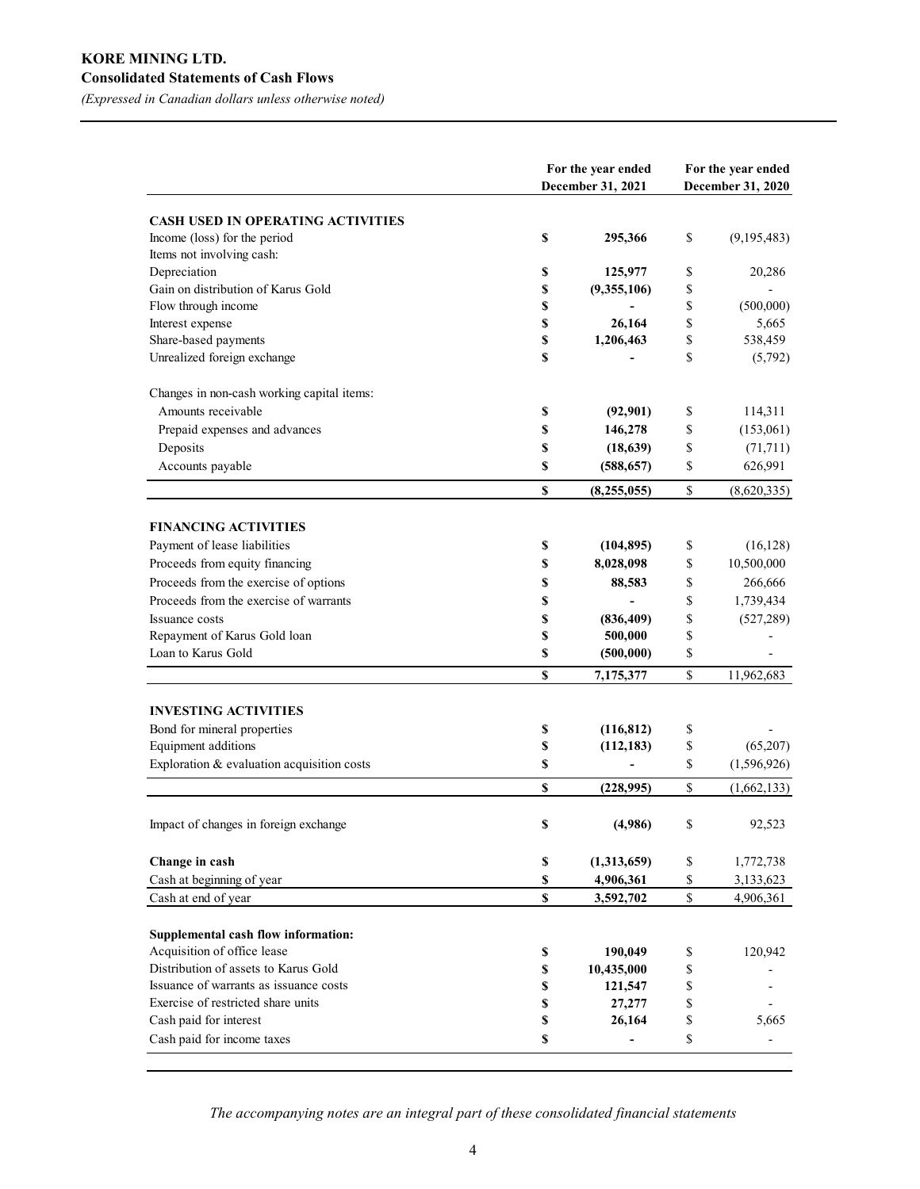# KORE MINING LTD.

## Consolidated Statements of Cash Flows

*(Expressed in Canadian dollars unless otherwise noted)*

| | For the year ended December 31, 2021 | For the year ended December 31, 2020 |
|---|---|---|
| **CASH USED IN OPERATING ACTIVITIES** | | |
| Income (loss) for the period | **$ 295,366** | $ (9,195,483) |
| Items not involving cash: | | |
| Depreciation | **$ 125,977** | $ 20,286 |
| Gain on distribution of Karus Gold | **$ (9,355,106)** | $ - |
| Flow through income | **$ -** | $ (500,000) |
| Interest expense | **$ 26,164** | $ 5,665 |
| Share-based payments | **$ 1,206,463** | $ 538,459 |
| Unrealized foreign exchange | **$ -** | $ (5,792) |
| Changes in non-cash working capital items: | | |
| Amounts receivable | **$ (92,901)** | $ 114,311 |
| Prepaid expenses and advances | **$ 146,278** | $ (153,061) |
| Deposits | **$ (18,639)** | $ (71,711) |
| Accounts payable | **$ (588,657)** | $ 626,991 |
| | **$ (8,255,055)** | $ (8,620,335) |
| **FINANCING ACTIVITIES** | | |
| Payment of lease liabilities | **$ (104,895)** | $ (16,128) |
| Proceeds from equity financing | **$ 8,028,098** | $ 10,500,000 |
| Proceeds from the exercise of options | **$ 88,583** | $ 266,666 |
| Proceeds from the exercise of warrants | **$ -** | $ 1,739,434 |
| Issuance costs | **$ (836,409)** | $ (527,289) |
| Repayment of Karus Gold loan | **$ 500,000** | $ - |
| Loan to Karus Gold | **$ (500,000)** | $ - |
| | **$ 7,175,377** | $ 11,962,683 |
| **INVESTING ACTIVITIES** | | |
| Bond for mineral properties | **$ (116,812)** | $ - |
| Equipment additions | **$ (112,183)** | $ (65,207) |
| Exploration & evaluation acquisition costs | **$ -** | $ (1,596,926) |
| | **$ (228,995)** | $ (1,662,133) |
| Impact of changes in foreign exchange | **$ (4,986)** | $ 92,523 |
| **Change in cash** | **$ (1,313,659)** | $ 1,772,738 |
| Cash at beginning of year | **$ 4,906,361** | $ 3,133,623 |
| Cash at end of year | **$ 3,592,702** | $ 4,906,361 |
| **Supplemental cash flow information:** | | |
| Acquisition of office lease | **$ 190,049** | $ 120,942 |
| Distribution of assets to Karus Gold | **$ 10,435,000** | $ - |
| Issuance of warrants as issuance costs | **$ 121,547** | $ - |
| Exercise of restricted share units | **$ 27,277** | $ - |
| Cash paid for interest | **$ 26,164** | $ 5,665 |
| Cash paid for income taxes | **$ -** | $ - |

*The accompanying notes are an integral part of these consolidated financial statements*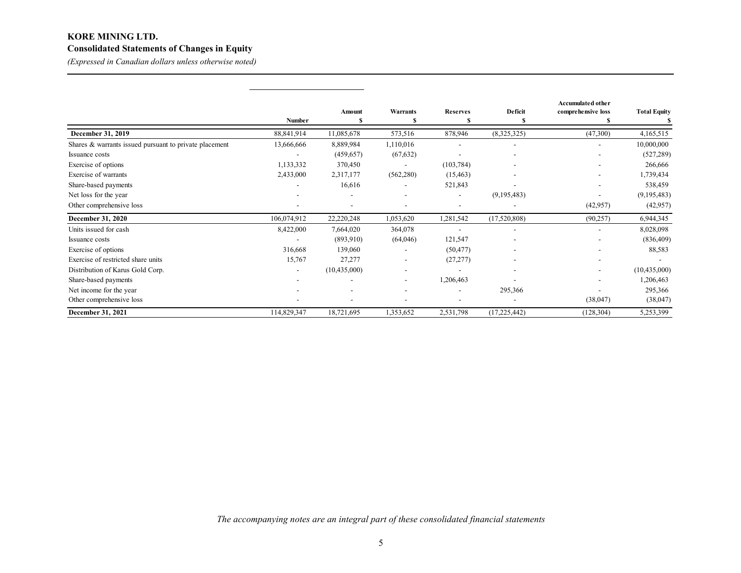**KORE MINING LTD.**
**Consolidated Statements of Changes in Equity**
*(Expressed in Canadian dollars unless otherwise noted)*

| | Number | Amount<br>$ | Warrants<br>$ | Reserves<br>$ | Deficit<br>$ | Accumulated other comprehensive loss<br>$ | Total Equity<br>$ |
|---|---|---|---|---|---|---|---|
| **December 31, 2019** | 88,841,914 | 11,085,678 | 573,516 | 878,946 | (8,325,325) | (47,300) | 4,165,515 |
| Shares & warrants issued pursuant to private placement | 13,666,666 | 8,889,984 | 1,110,016 | - | - | - | 10,000,000 |
| Issuance costs | - | (459,657) | (67,632) | - | - | - | (527,289) |
| Exercise of options | 1,133,332 | 370,450 | - | (103,784) | - | - | 266,666 |
| Exercise of warrants | 2,433,000 | 2,317,177 | (562,280) | (15,463) | - | - | 1,739,434 |
| Share-based payments | - | 16,616 | - | 521,843 | - | - | 538,459 |
| Net loss for the year | - | - | - | - | (9,195,483) | - | (9,195,483) |
| Other comprehensive loss | - | - | - | - | - | (42,957) | (42,957) |
| **December 31, 2020** | 106,074,912 | 22,220,248 | 1,053,620 | 1,281,542 | (17,520,808) | (90,257) | 6,944,345 |
| Units issued for cash | 8,422,000 | 7,664,020 | 364,078 | - | - | - | 8,028,098 |
| Issuance costs | - | (893,910) | (64,046) | 121,547 | - | - | (836,409) |
| Exercise of options | 316,668 | 139,060 | - | (50,477) | - | - | 88,583 |
| Exercise of restricted share units | 15,767 | 27,277 | - | (27,277) | - | - | - |
| Distribution of Karus Gold Corp. | - | (10,435,000) | - | - | - | - | (10,435,000) |
| Share-based payments | - | - | - | 1,206,463 | - | - | 1,206,463 |
| Net income for the year | - | - | - | - | 295,366 | - | 295,366 |
| Other comprehensive loss | - | - | - | - | - | (38,047) | (38,047) |
| **December 31, 2021** | 114,829,347 | 18,721,695 | 1,353,652 | 2,531,798 | (17,225,442) | (128,304) | 5,253,399 |

*The accompanying notes are an integral part of these consolidated financial statements*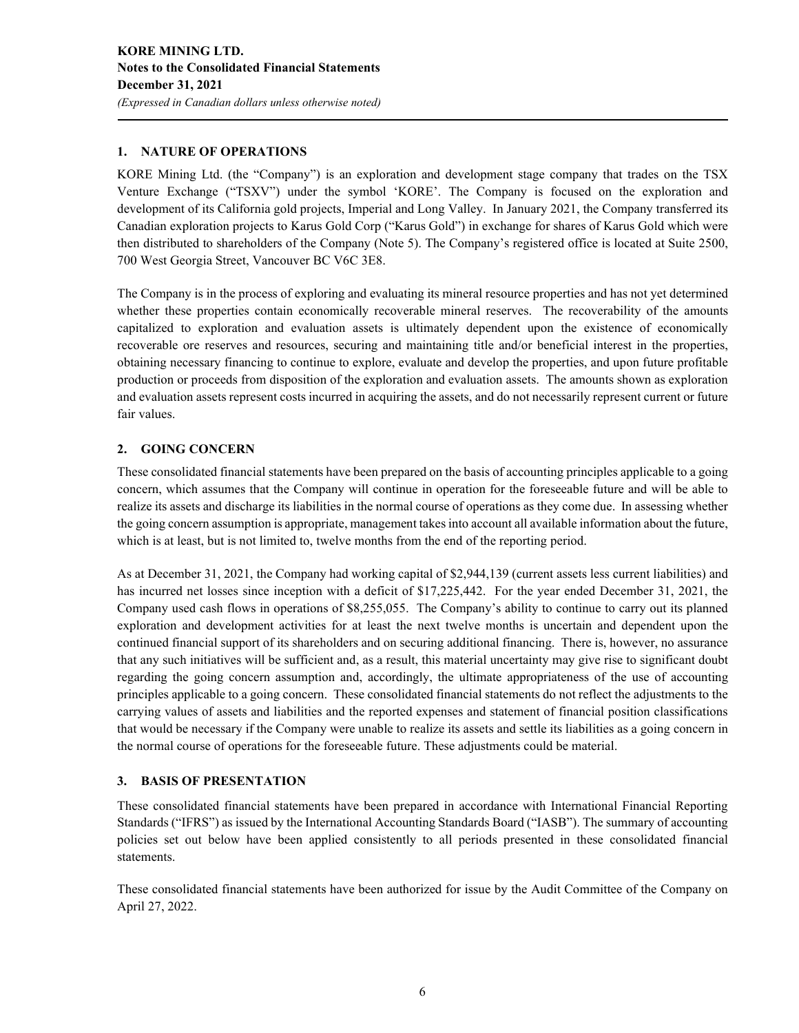## 1. NATURE OF OPERATIONS

KORE Mining Ltd. (the "Company") is an exploration and development stage company that trades on the TSX Venture Exchange ("TSXV") under the symbol 'KORE'. The Company is focused on the exploration and development of its California gold projects, Imperial and Long Valley. In January 2021, the Company transferred its Canadian exploration projects to Karus Gold Corp ("Karus Gold") in exchange for shares of Karus Gold which were then distributed to shareholders of the Company (Note 5). The Company's registered office is located at Suite 2500, 700 West Georgia Street, Vancouver BC V6C 3E8.

The Company is in the process of exploring and evaluating its mineral resource properties and has not yet determined whether these properties contain economically recoverable mineral reserves. The recoverability of the amounts capitalized to exploration and evaluation assets is ultimately dependent upon the existence of economically recoverable ore reserves and resources, securing and maintaining title and/or beneficial interest in the properties, obtaining necessary financing to continue to explore, evaluate and develop the properties, and upon future profitable production or proceeds from disposition of the exploration and evaluation assets. The amounts shown as exploration and evaluation assets represent costs incurred in acquiring the assets, and do not necessarily represent current or future fair values.

## 2. GOING CONCERN

These consolidated financial statements have been prepared on the basis of accounting principles applicable to a going concern, which assumes that the Company will continue in operation for the foreseeable future and will be able to realize its assets and discharge its liabilities in the normal course of operations as they come due. In assessing whether the going concern assumption is appropriate, management takes into account all available information about the future, which is at least, but is not limited to, twelve months from the end of the reporting period.

As at December 31, 2021, the Company had working capital of $2,944,139 (current assets less current liabilities) and has incurred net losses since inception with a deficit of $17,225,442. For the year ended December 31, 2021, the Company used cash flows in operations of $8,255,055. The Company's ability to continue to carry out its planned exploration and development activities for at least the next twelve months is uncertain and dependent upon the continued financial support of its shareholders and on securing additional financing. There is, however, no assurance that any such initiatives will be sufficient and, as a result, this material uncertainty may give rise to significant doubt regarding the going concern assumption and, accordingly, the ultimate appropriateness of the use of accounting principles applicable to a going concern. These consolidated financial statements do not reflect the adjustments to the carrying values of assets and liabilities and the reported expenses and statement of financial position classifications that would be necessary if the Company were unable to realize its assets and settle its liabilities as a going concern in the normal course of operations for the foreseeable future. These adjustments could be material.

## 3. BASIS OF PRESENTATION

These consolidated financial statements have been prepared in accordance with International Financial Reporting Standards ("IFRS") as issued by the International Accounting Standards Board ("IASB"). The summary of accounting policies set out below have been applied consistently to all periods presented in these consolidated financial statements.

These consolidated financial statements have been authorized for issue by the Audit Committee of the Company on April 27, 2022.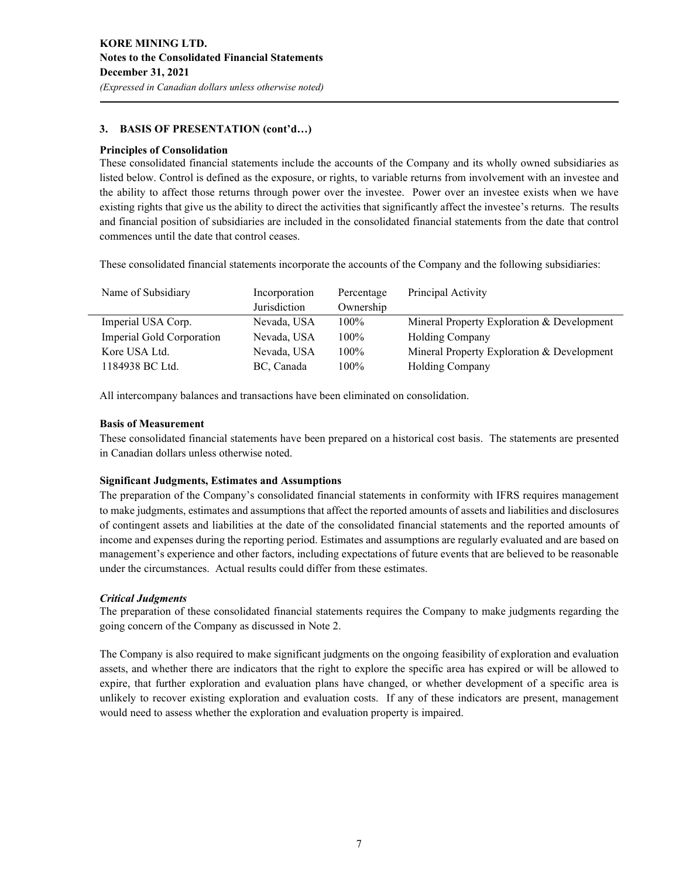## 3. BASIS OF PRESENTATION (cont'd…)

### Principles of Consolidation

These consolidated financial statements include the accounts of the Company and its wholly owned subsidiaries as listed below. Control is defined as the exposure, or rights, to variable returns from involvement with an investee and the ability to affect those returns through power over the investee. Power over an investee exists when we have existing rights that give us the ability to direct the activities that significantly affect the investee's returns. The results and financial position of subsidiaries are included in the consolidated financial statements from the date that control commences until the date that control ceases.

These consolidated financial statements incorporate the accounts of the Company and the following subsidiaries:

| Name of Subsidiary | Incorporation Jurisdiction | Percentage Ownership | Principal Activity |
|---|---|---|---|
| Imperial USA Corp. | Nevada, USA | 100% | Mineral Property Exploration & Development |
| Imperial Gold Corporation | Nevada, USA | 100% | Holding Company |
| Kore USA Ltd. | Nevada, USA | 100% | Mineral Property Exploration & Development |
| 1184938 BC Ltd. | BC, Canada | 100% | Holding Company |

All intercompany balances and transactions have been eliminated on consolidation.

### Basis of Measurement

These consolidated financial statements have been prepared on a historical cost basis. The statements are presented in Canadian dollars unless otherwise noted.

### Significant Judgments, Estimates and Assumptions

The preparation of the Company's consolidated financial statements in conformity with IFRS requires management to make judgments, estimates and assumptions that affect the reported amounts of assets and liabilities and disclosures of contingent assets and liabilities at the date of the consolidated financial statements and the reported amounts of income and expenses during the reporting period. Estimates and assumptions are regularly evaluated and are based on management's experience and other factors, including expectations of future events that are believed to be reasonable under the circumstances. Actual results could differ from these estimates.

#### *Critical Judgments*

The preparation of these consolidated financial statements requires the Company to make judgments regarding the going concern of the Company as discussed in Note 2.

The Company is also required to make significant judgments on the ongoing feasibility of exploration and evaluation assets, and whether there are indicators that the right to explore the specific area has expired or will be allowed to expire, that further exploration and evaluation plans have changed, or whether development of a specific area is unlikely to recover existing exploration and evaluation costs. If any of these indicators are present, management would need to assess whether the exploration and evaluation property is impaired.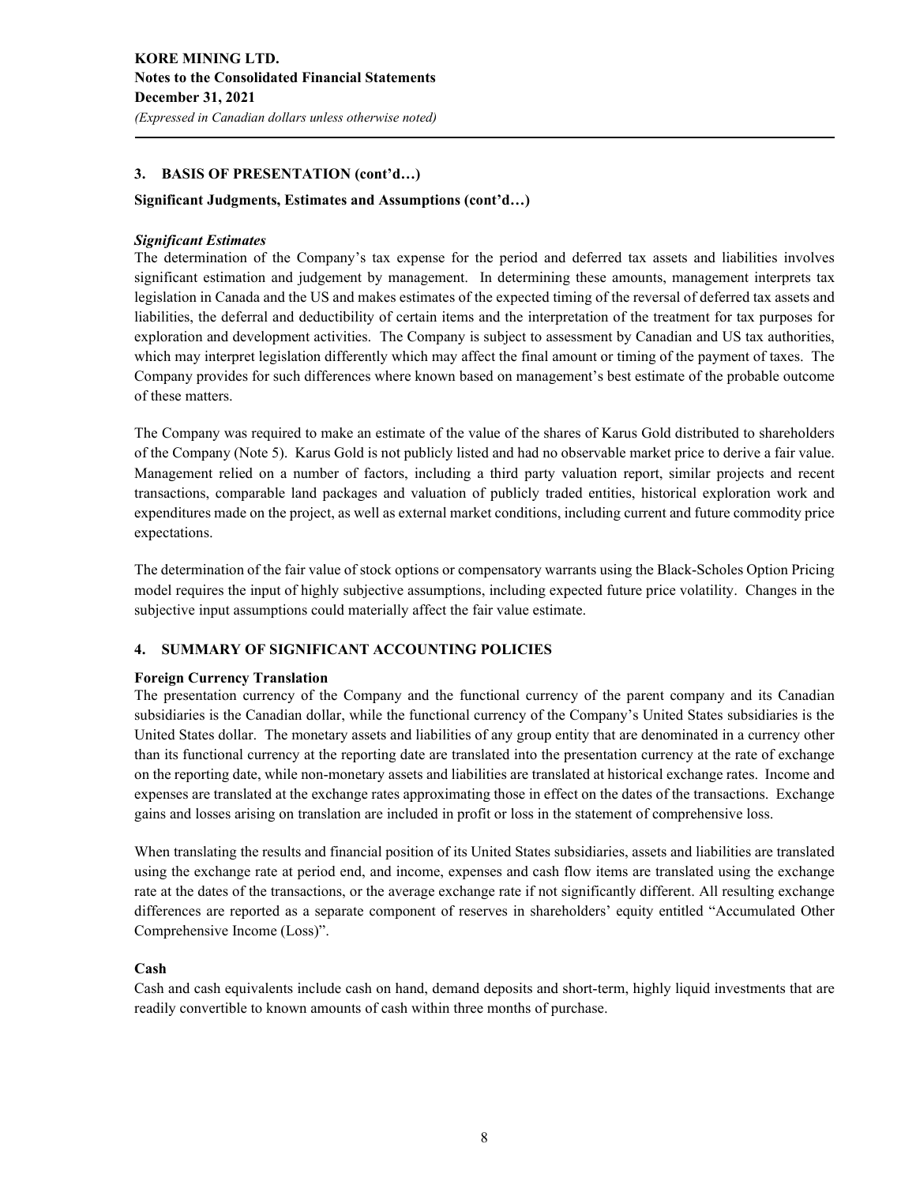## 3. BASIS OF PRESENTATION (cont'd…)

### Significant Judgments, Estimates and Assumptions (cont'd…)

***Significant Estimates***

The determination of the Company's tax expense for the period and deferred tax assets and liabilities involves significant estimation and judgement by management. In determining these amounts, management interprets tax legislation in Canada and the US and makes estimates of the expected timing of the reversal of deferred tax assets and liabilities, the deferral and deductibility of certain items and the interpretation of the treatment for tax purposes for exploration and development activities. The Company is subject to assessment by Canadian and US tax authorities, which may interpret legislation differently which may affect the final amount or timing of the payment of taxes. The Company provides for such differences where known based on management's best estimate of the probable outcome of these matters.

The Company was required to make an estimate of the value of the shares of Karus Gold distributed to shareholders of the Company (Note 5). Karus Gold is not publicly listed and had no observable market price to derive a fair value. Management relied on a number of factors, including a third party valuation report, similar projects and recent transactions, comparable land packages and valuation of publicly traded entities, historical exploration work and expenditures made on the project, as well as external market conditions, including current and future commodity price expectations.

The determination of the fair value of stock options or compensatory warrants using the Black-Scholes Option Pricing model requires the input of highly subjective assumptions, including expected future price volatility. Changes in the subjective input assumptions could materially affect the fair value estimate.

## 4. SUMMARY OF SIGNIFICANT ACCOUNTING POLICIES

### Foreign Currency Translation

The presentation currency of the Company and the functional currency of the parent company and its Canadian subsidiaries is the Canadian dollar, while the functional currency of the Company's United States subsidiaries is the United States dollar. The monetary assets and liabilities of any group entity that are denominated in a currency other than its functional currency at the reporting date are translated into the presentation currency at the rate of exchange on the reporting date, while non-monetary assets and liabilities are translated at historical exchange rates. Income and expenses are translated at the exchange rates approximating those in effect on the dates of the transactions. Exchange gains and losses arising on translation are included in profit or loss in the statement of comprehensive loss.

When translating the results and financial position of its United States subsidiaries, assets and liabilities are translated using the exchange rate at period end, and income, expenses and cash flow items are translated using the exchange rate at the dates of the transactions, or the average exchange rate if not significantly different. All resulting exchange differences are reported as a separate component of reserves in shareholders' equity entitled "Accumulated Other Comprehensive Income (Loss)".

### Cash

Cash and cash equivalents include cash on hand, demand deposits and short-term, highly liquid investments that are readily convertible to known amounts of cash within three months of purchase.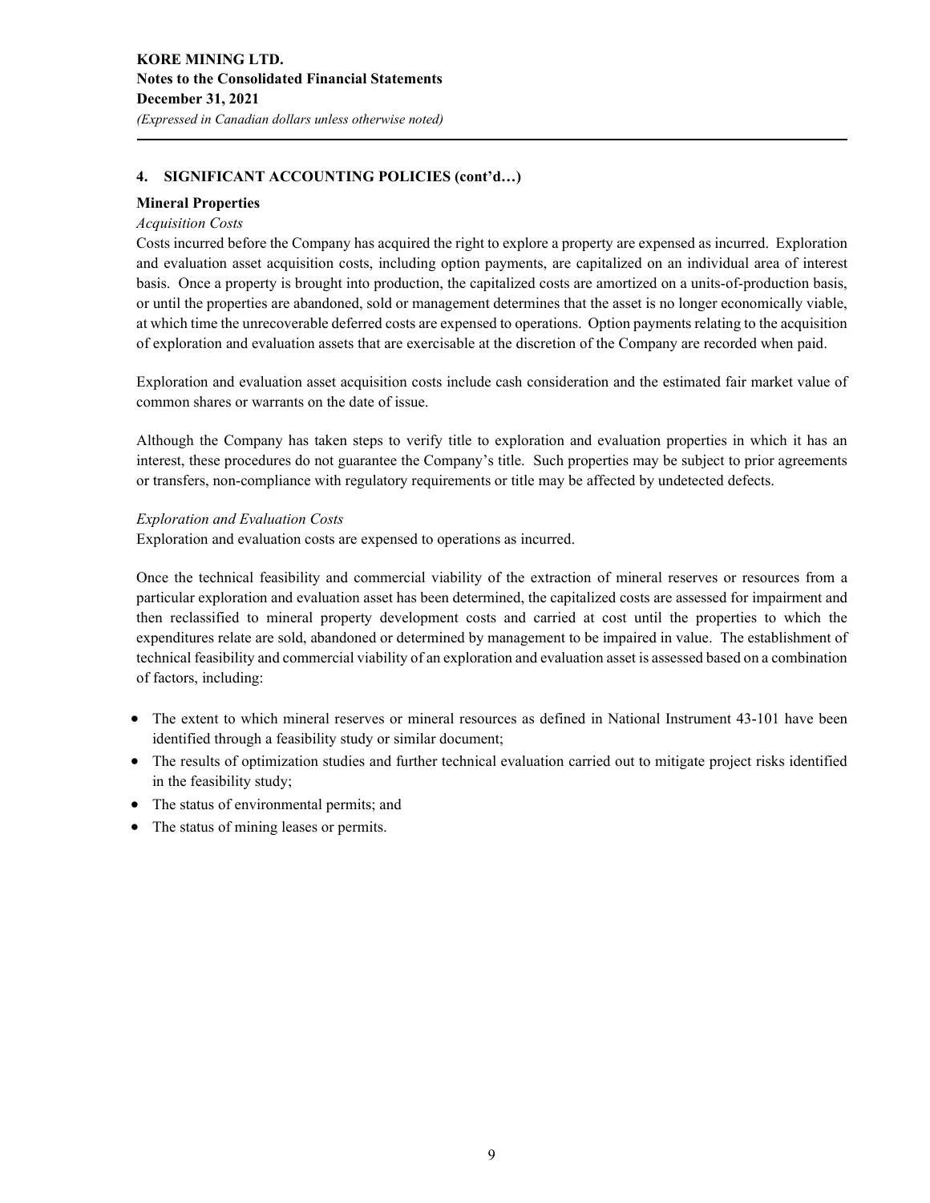## 4. SIGNIFICANT ACCOUNTING POLICIES (cont'd…)

### Mineral Properties

*Acquisition Costs*

Costs incurred before the Company has acquired the right to explore a property are expensed as incurred. Exploration and evaluation asset acquisition costs, including option payments, are capitalized on an individual area of interest basis. Once a property is brought into production, the capitalized costs are amortized on a units-of-production basis, or until the properties are abandoned, sold or management determines that the asset is no longer economically viable, at which time the unrecoverable deferred costs are expensed to operations. Option payments relating to the acquisition of exploration and evaluation assets that are exercisable at the discretion of the Company are recorded when paid.

Exploration and evaluation asset acquisition costs include cash consideration and the estimated fair market value of common shares or warrants on the date of issue.

Although the Company has taken steps to verify title to exploration and evaluation properties in which it has an interest, these procedures do not guarantee the Company's title. Such properties may be subject to prior agreements or transfers, non-compliance with regulatory requirements or title may be affected by undetected defects.

*Exploration and Evaluation Costs*

Exploration and evaluation costs are expensed to operations as incurred.

Once the technical feasibility and commercial viability of the extraction of mineral reserves or resources from a particular exploration and evaluation asset has been determined, the capitalized costs are assessed for impairment and then reclassified to mineral property development costs and carried at cost until the properties to which the expenditures relate are sold, abandoned or determined by management to be impaired in value. The establishment of technical feasibility and commercial viability of an exploration and evaluation asset is assessed based on a combination of factors, including:

- The extent to which mineral reserves or mineral resources as defined in National Instrument 43-101 have been identified through a feasibility study or similar document;
- The results of optimization studies and further technical evaluation carried out to mitigate project risks identified in the feasibility study;
- The status of environmental permits; and
- The status of mining leases or permits.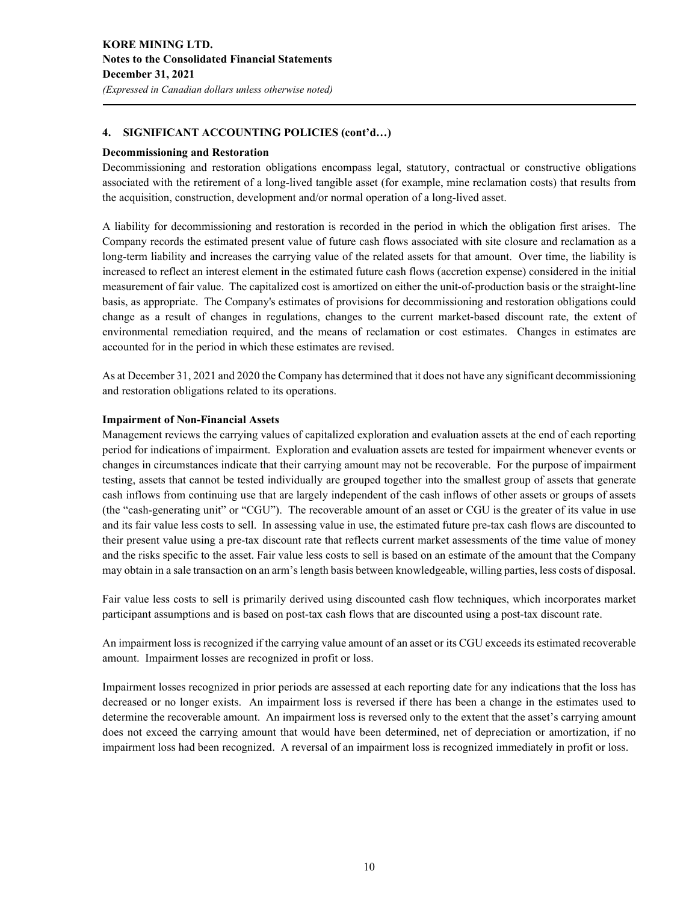## 4. SIGNIFICANT ACCOUNTING POLICIES (cont'd…)

### Decommissioning and Restoration

Decommissioning and restoration obligations encompass legal, statutory, contractual or constructive obligations associated with the retirement of a long-lived tangible asset (for example, mine reclamation costs) that results from the acquisition, construction, development and/or normal operation of a long-lived asset.

A liability for decommissioning and restoration is recorded in the period in which the obligation first arises. The Company records the estimated present value of future cash flows associated with site closure and reclamation as a long-term liability and increases the carrying value of the related assets for that amount. Over time, the liability is increased to reflect an interest element in the estimated future cash flows (accretion expense) considered in the initial measurement of fair value. The capitalized cost is amortized on either the unit-of-production basis or the straight-line basis, as appropriate. The Company's estimates of provisions for decommissioning and restoration obligations could change as a result of changes in regulations, changes to the current market-based discount rate, the extent of environmental remediation required, and the means of reclamation or cost estimates. Changes in estimates are accounted for in the period in which these estimates are revised.

As at December 31, 2021 and 2020 the Company has determined that it does not have any significant decommissioning and restoration obligations related to its operations.

### Impairment of Non-Financial Assets

Management reviews the carrying values of capitalized exploration and evaluation assets at the end of each reporting period for indications of impairment. Exploration and evaluation assets are tested for impairment whenever events or changes in circumstances indicate that their carrying amount may not be recoverable. For the purpose of impairment testing, assets that cannot be tested individually are grouped together into the smallest group of assets that generate cash inflows from continuing use that are largely independent of the cash inflows of other assets or groups of assets (the "cash-generating unit" or "CGU"). The recoverable amount of an asset or CGU is the greater of its value in use and its fair value less costs to sell. In assessing value in use, the estimated future pre-tax cash flows are discounted to their present value using a pre-tax discount rate that reflects current market assessments of the time value of money and the risks specific to the asset. Fair value less costs to sell is based on an estimate of the amount that the Company may obtain in a sale transaction on an arm's length basis between knowledgeable, willing parties, less costs of disposal.

Fair value less costs to sell is primarily derived using discounted cash flow techniques, which incorporates market participant assumptions and is based on post-tax cash flows that are discounted using a post-tax discount rate.

An impairment loss is recognized if the carrying value amount of an asset or its CGU exceeds its estimated recoverable amount. Impairment losses are recognized in profit or loss.

Impairment losses recognized in prior periods are assessed at each reporting date for any indications that the loss has decreased or no longer exists. An impairment loss is reversed if there has been a change in the estimates used to determine the recoverable amount. An impairment loss is reversed only to the extent that the asset's carrying amount does not exceed the carrying amount that would have been determined, net of depreciation or amortization, if no impairment loss had been recognized. A reversal of an impairment loss is recognized immediately in profit or loss.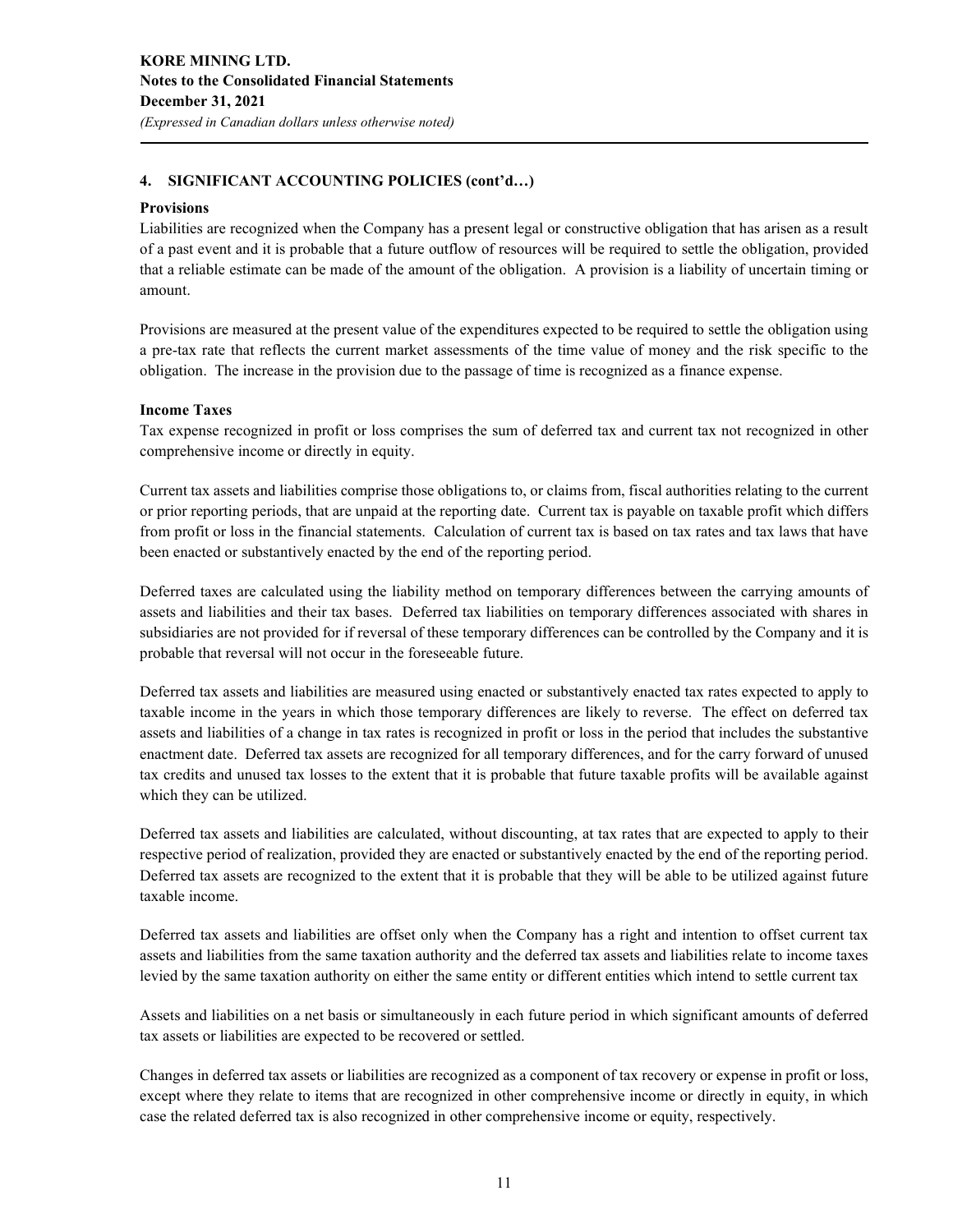## 4. SIGNIFICANT ACCOUNTING POLICIES (cont'd…)

**Provisions**

Liabilities are recognized when the Company has a present legal or constructive obligation that has arisen as a result of a past event and it is probable that a future outflow of resources will be required to settle the obligation, provided that a reliable estimate can be made of the amount of the obligation. A provision is a liability of uncertain timing or amount.

Provisions are measured at the present value of the expenditures expected to be required to settle the obligation using a pre-tax rate that reflects the current market assessments of the time value of money and the risk specific to the obligation. The increase in the provision due to the passage of time is recognized as a finance expense.

**Income Taxes**

Tax expense recognized in profit or loss comprises the sum of deferred tax and current tax not recognized in other comprehensive income or directly in equity.

Current tax assets and liabilities comprise those obligations to, or claims from, fiscal authorities relating to the current or prior reporting periods, that are unpaid at the reporting date. Current tax is payable on taxable profit which differs from profit or loss in the financial statements. Calculation of current tax is based on tax rates and tax laws that have been enacted or substantively enacted by the end of the reporting period.

Deferred taxes are calculated using the liability method on temporary differences between the carrying amounts of assets and liabilities and their tax bases. Deferred tax liabilities on temporary differences associated with shares in subsidiaries are not provided for if reversal of these temporary differences can be controlled by the Company and it is probable that reversal will not occur in the foreseeable future.

Deferred tax assets and liabilities are measured using enacted or substantively enacted tax rates expected to apply to taxable income in the years in which those temporary differences are likely to reverse. The effect on deferred tax assets and liabilities of a change in tax rates is recognized in profit or loss in the period that includes the substantive enactment date. Deferred tax assets are recognized for all temporary differences, and for the carry forward of unused tax credits and unused tax losses to the extent that it is probable that future taxable profits will be available against which they can be utilized.

Deferred tax assets and liabilities are calculated, without discounting, at tax rates that are expected to apply to their respective period of realization, provided they are enacted or substantively enacted by the end of the reporting period. Deferred tax assets are recognized to the extent that it is probable that they will be able to be utilized against future taxable income.

Deferred tax assets and liabilities are offset only when the Company has a right and intention to offset current tax assets and liabilities from the same taxation authority and the deferred tax assets and liabilities relate to income taxes levied by the same taxation authority on either the same entity or different entities which intend to settle current tax

Assets and liabilities on a net basis or simultaneously in each future period in which significant amounts of deferred tax assets or liabilities are expected to be recovered or settled.

Changes in deferred tax assets or liabilities are recognized as a component of tax recovery or expense in profit or loss, except where they relate to items that are recognized in other comprehensive income or directly in equity, in which case the related deferred tax is also recognized in other comprehensive income or equity, respectively.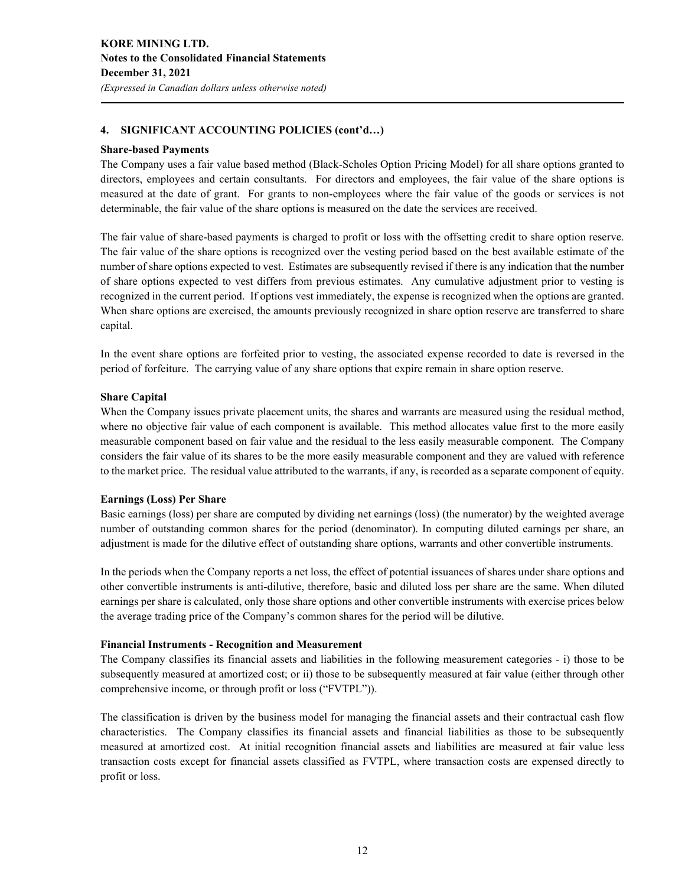## 4. SIGNIFICANT ACCOUNTING POLICIES (cont'd…)

### Share-based Payments

The Company uses a fair value based method (Black-Scholes Option Pricing Model) for all share options granted to directors, employees and certain consultants. For directors and employees, the fair value of the share options is measured at the date of grant. For grants to non-employees where the fair value of the goods or services is not determinable, the fair value of the share options is measured on the date the services are received.

The fair value of share-based payments is charged to profit or loss with the offsetting credit to share option reserve. The fair value of the share options is recognized over the vesting period based on the best available estimate of the number of share options expected to vest. Estimates are subsequently revised if there is any indication that the number of share options expected to vest differs from previous estimates. Any cumulative adjustment prior to vesting is recognized in the current period. If options vest immediately, the expense is recognized when the options are granted. When share options are exercised, the amounts previously recognized in share option reserve are transferred to share capital.

In the event share options are forfeited prior to vesting, the associated expense recorded to date is reversed in the period of forfeiture. The carrying value of any share options that expire remain in share option reserve.

### Share Capital

When the Company issues private placement units, the shares and warrants are measured using the residual method, where no objective fair value of each component is available. This method allocates value first to the more easily measurable component based on fair value and the residual to the less easily measurable component. The Company considers the fair value of its shares to be the more easily measurable component and they are valued with reference to the market price. The residual value attributed to the warrants, if any, is recorded as a separate component of equity.

### Earnings (Loss) Per Share

Basic earnings (loss) per share are computed by dividing net earnings (loss) (the numerator) by the weighted average number of outstanding common shares for the period (denominator). In computing diluted earnings per share, an adjustment is made for the dilutive effect of outstanding share options, warrants and other convertible instruments.

In the periods when the Company reports a net loss, the effect of potential issuances of shares under share options and other convertible instruments is anti-dilutive, therefore, basic and diluted loss per share are the same. When diluted earnings per share is calculated, only those share options and other convertible instruments with exercise prices below the average trading price of the Company's common shares for the period will be dilutive.

### Financial Instruments - Recognition and Measurement

The Company classifies its financial assets and liabilities in the following measurement categories - i) those to be subsequently measured at amortized cost; or ii) those to be subsequently measured at fair value (either through other comprehensive income, or through profit or loss ("FVTPL")).

The classification is driven by the business model for managing the financial assets and their contractual cash flow characteristics. The Company classifies its financial assets and financial liabilities as those to be subsequently measured at amortized cost. At initial recognition financial assets and liabilities are measured at fair value less transaction costs except for financial assets classified as FVTPL, where transaction costs are expensed directly to profit or loss.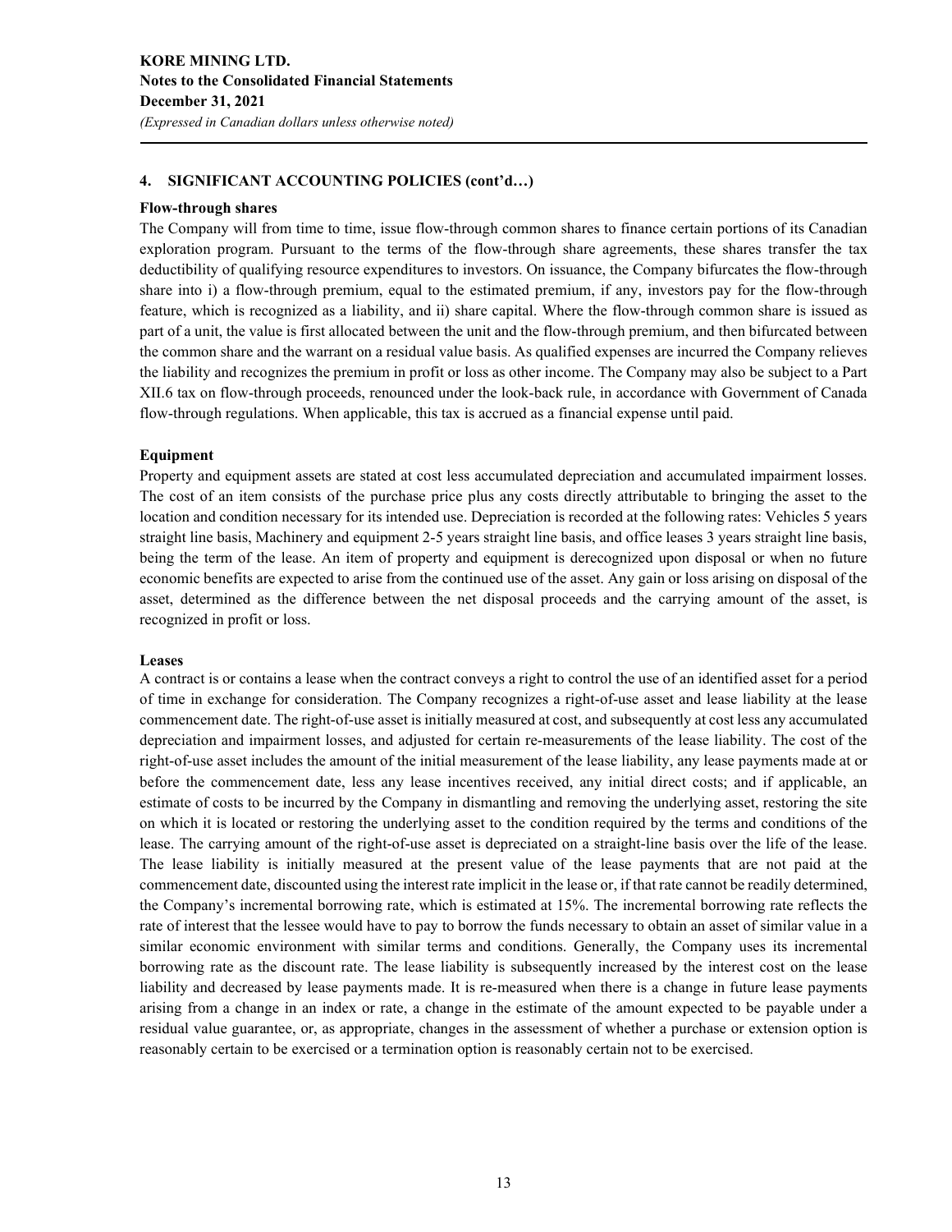## 4. SIGNIFICANT ACCOUNTING POLICIES (cont'd…)

### Flow-through shares

The Company will from time to time, issue flow-through common shares to finance certain portions of its Canadian exploration program. Pursuant to the terms of the flow-through share agreements, these shares transfer the tax deductibility of qualifying resource expenditures to investors. On issuance, the Company bifurcates the flow-through share into i) a flow-through premium, equal to the estimated premium, if any, investors pay for the flow-through feature, which is recognized as a liability, and ii) share capital. Where the flow-through common share is issued as part of a unit, the value is first allocated between the unit and the flow-through premium, and then bifurcated between the common share and the warrant on a residual value basis. As qualified expenses are incurred the Company relieves the liability and recognizes the premium in profit or loss as other income. The Company may also be subject to a Part XII.6 tax on flow-through proceeds, renounced under the look-back rule, in accordance with Government of Canada flow-through regulations. When applicable, this tax is accrued as a financial expense until paid.

### Equipment

Property and equipment assets are stated at cost less accumulated depreciation and accumulated impairment losses. The cost of an item consists of the purchase price plus any costs directly attributable to bringing the asset to the location and condition necessary for its intended use. Depreciation is recorded at the following rates: Vehicles 5 years straight line basis, Machinery and equipment 2-5 years straight line basis, and office leases 3 years straight line basis, being the term of the lease. An item of property and equipment is derecognized upon disposal or when no future economic benefits are expected to arise from the continued use of the asset. Any gain or loss arising on disposal of the asset, determined as the difference between the net disposal proceeds and the carrying amount of the asset, is recognized in profit or loss.

### Leases

A contract is or contains a lease when the contract conveys a right to control the use of an identified asset for a period of time in exchange for consideration. The Company recognizes a right-of-use asset and lease liability at the lease commencement date. The right-of-use asset is initially measured at cost, and subsequently at cost less any accumulated depreciation and impairment losses, and adjusted for certain re-measurements of the lease liability. The cost of the right-of-use asset includes the amount of the initial measurement of the lease liability, any lease payments made at or before the commencement date, less any lease incentives received, any initial direct costs; and if applicable, an estimate of costs to be incurred by the Company in dismantling and removing the underlying asset, restoring the site on which it is located or restoring the underlying asset to the condition required by the terms and conditions of the lease. The carrying amount of the right-of-use asset is depreciated on a straight-line basis over the life of the lease. The lease liability is initially measured at the present value of the lease payments that are not paid at the commencement date, discounted using the interest rate implicit in the lease or, if that rate cannot be readily determined, the Company's incremental borrowing rate, which is estimated at 15%. The incremental borrowing rate reflects the rate of interest that the lessee would have to pay to borrow the funds necessary to obtain an asset of similar value in a similar economic environment with similar terms and conditions. Generally, the Company uses its incremental borrowing rate as the discount rate. The lease liability is subsequently increased by the interest cost on the lease liability and decreased by lease payments made. It is re-measured when there is a change in future lease payments arising from a change in an index or rate, a change in the estimate of the amount expected to be payable under a residual value guarantee, or, as appropriate, changes in the assessment of whether a purchase or extension option is reasonably certain to be exercised or a termination option is reasonably certain not to be exercised.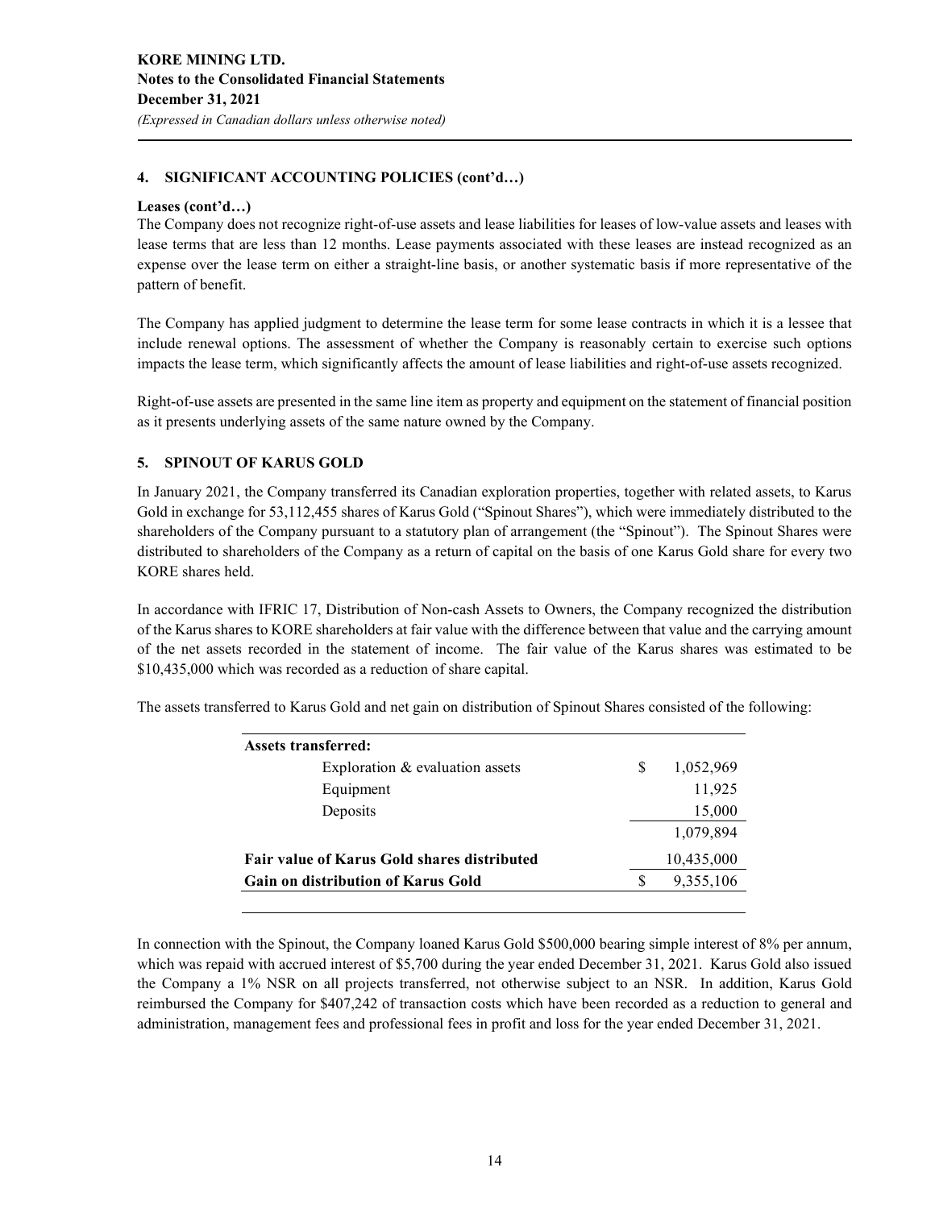## 4. SIGNIFICANT ACCOUNTING POLICIES (cont'd…)

**Leases (cont'd…)**

The Company does not recognize right-of-use assets and lease liabilities for leases of low-value assets and leases with lease terms that are less than 12 months. Lease payments associated with these leases are instead recognized as an expense over the lease term on either a straight-line basis, or another systematic basis if more representative of the pattern of benefit.

The Company has applied judgment to determine the lease term for some lease contracts in which it is a lessee that include renewal options. The assessment of whether the Company is reasonably certain to exercise such options impacts the lease term, which significantly affects the amount of lease liabilities and right-of-use assets recognized.

Right-of-use assets are presented in the same line item as property and equipment on the statement of financial position as it presents underlying assets of the same nature owned by the Company.

## 5. SPINOUT OF KARUS GOLD

In January 2021, the Company transferred its Canadian exploration properties, together with related assets, to Karus Gold in exchange for 53,112,455 shares of Karus Gold ("Spinout Shares"), which were immediately distributed to the shareholders of the Company pursuant to a statutory plan of arrangement (the "Spinout"). The Spinout Shares were distributed to shareholders of the Company as a return of capital on the basis of one Karus Gold share for every two KORE shares held.

In accordance with IFRIC 17, Distribution of Non-cash Assets to Owners, the Company recognized the distribution of the Karus shares to KORE shareholders at fair value with the difference between that value and the carrying amount of the net assets recorded in the statement of income. The fair value of the Karus shares was estimated to be $10,435,000 which was recorded as a reduction of share capital.

The assets transferred to Karus Gold and net gain on distribution of Spinout Shares consisted of the following:

| | | |
|---|---|---|
| **Assets transferred:** | | |
| Exploration & evaluation assets | $ | 1,052,969 |
| Equipment | | 11,925 |
| Deposits | | 15,000 |
| | | 1,079,894 |
| **Fair value of Karus Gold shares distributed** | | 10,435,000 |
| **Gain on distribution of Karus Gold** | $ | 9,355,106 |

In connection with the Spinout, the Company loaned Karus Gold $500,000 bearing simple interest of 8% per annum, which was repaid with accrued interest of $5,700 during the year ended December 31, 2021. Karus Gold also issued the Company a 1% NSR on all projects transferred, not otherwise subject to an NSR. In addition, Karus Gold reimbursed the Company for $407,242 of transaction costs which have been recorded as a reduction to general and administration, management fees and professional fees in profit and loss for the year ended December 31, 2021.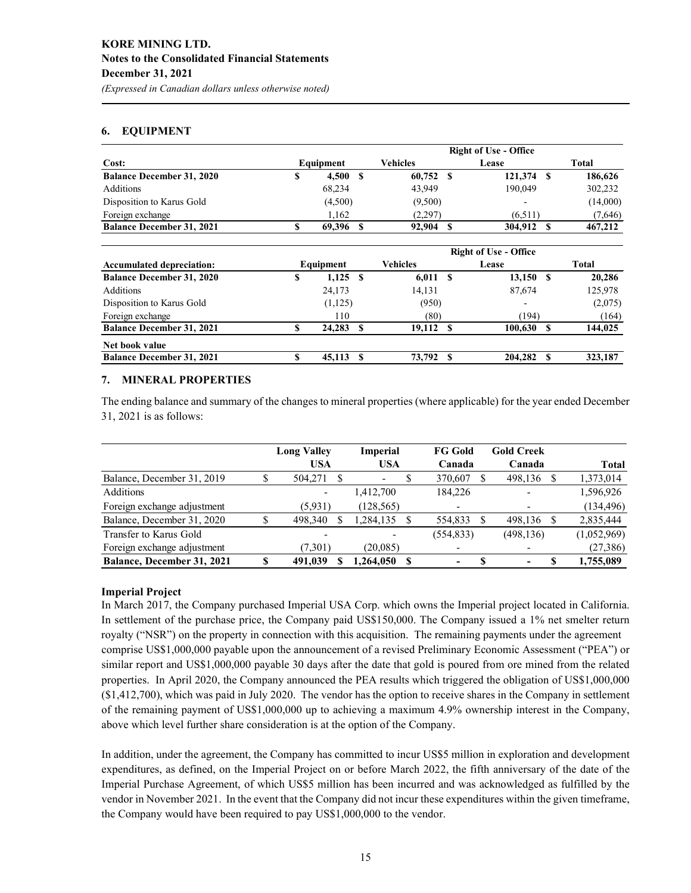## 6. EQUIPMENT

| Cost: | Equipment | Vehicles | Right of Use - Office Lease | Total |
|---|---|---|---|---|
| **Balance December 31, 2020** | **$ 4,500** | **$ 60,752** | **$ 121,374** | **$ 186,626** |
| Additions | 68,234 | 43,949 | 190,049 | 302,232 |
| Disposition to Karus Gold | (4,500) | (9,500) | - | (14,000) |
| Foreign exchange | 1,162 | (2,297) | (6,511) | (7,646) |
| **Balance December 31, 2021** | **$ 69,396** | **$ 92,904** | **$ 304,912** | **$ 467,212** |

| Accumulated depreciation: | Equipment | Vehicles | Right of Use - Office Lease | Total |
|---|---|---|---|---|
| **Balance December 31, 2020** | **$ 1,125** | **$ 6,011** | **$ 13,150** | **$ 20,286** |
| Additions | 24,173 | 14,131 | 87,674 | 125,978 |
| Disposition to Karus Gold | (1,125) | (950) | - | (2,075) |
| Foreign exchange | 110 | (80) | (194) | (164) |
| **Balance December 31, 2021** | **$ 24,283** | **$ 19,112** | **$ 100,630** | **$ 144,025** |
| **Net book value** | | | | |
| **Balance December 31, 2021** | **$ 45,113** | **$ 73,792** | **$ 204,282** | **$ 323,187** |

## 7. MINERAL PROPERTIES

The ending balance and summary of the changes to mineral properties (where applicable) for the year ended December 31, 2021 is as follows:

| | Long Valley USA | Imperial USA | FG Gold Canada | Gold Creek Canada | Total |
|---|---|---|---|---|---|
| Balance, December 31, 2019 | $ 504,271 | $ - | $ 370,607 | $ 498,136 | $ 1,373,014 |
| Additions | - | 1,412,700 | 184,226 | - | 1,596,926 |
| Foreign exchange adjustment | (5,931) | (128,565) | - | - | (134,496) |
| Balance, December 31, 2020 | $ 498,340 | $ 1,284,135 | $ 554,833 | $ 498,136 | $ 2,835,444 |
| Transfer to Karus Gold | - | - | (554,833) | (498,136) | (1,052,969) |
| Foreign exchange adjustment | (7,301) | (20,085) | - | - | (27,386) |
| **Balance, December 31, 2021** | **$ 491,039** | **$ 1,264,050** | **$ -** | **$ -** | **$ 1,755,089** |

### Imperial Project

In March 2017, the Company purchased Imperial USA Corp. which owns the Imperial project located in California. In settlement of the purchase price, the Company paid US$150,000. The Company issued a 1% net smelter return royalty ("NSR") on the property in connection with this acquisition. The remaining payments under the agreement comprise US$1,000,000 payable upon the announcement of a revised Preliminary Economic Assessment ("PEA") or similar report and US$1,000,000 payable 30 days after the date that gold is poured from ore mined from the related properties. In April 2020, the Company announced the PEA results which triggered the obligation of US$1,000,000 ($1,412,700), which was paid in July 2020. The vendor has the option to receive shares in the Company in settlement of the remaining payment of US$1,000,000 up to achieving a maximum 4.9% ownership interest in the Company, above which level further share consideration is at the option of the Company.

In addition, under the agreement, the Company has committed to incur US$5 million in exploration and development expenditures, as defined, on the Imperial Project on or before March 2022, the fifth anniversary of the date of the Imperial Purchase Agreement, of which US$5 million has been incurred and was acknowledged as fulfilled by the vendor in November 2021. In the event that the Company did not incur these expenditures within the given timeframe, the Company would have been required to pay US$1,000,000 to the vendor.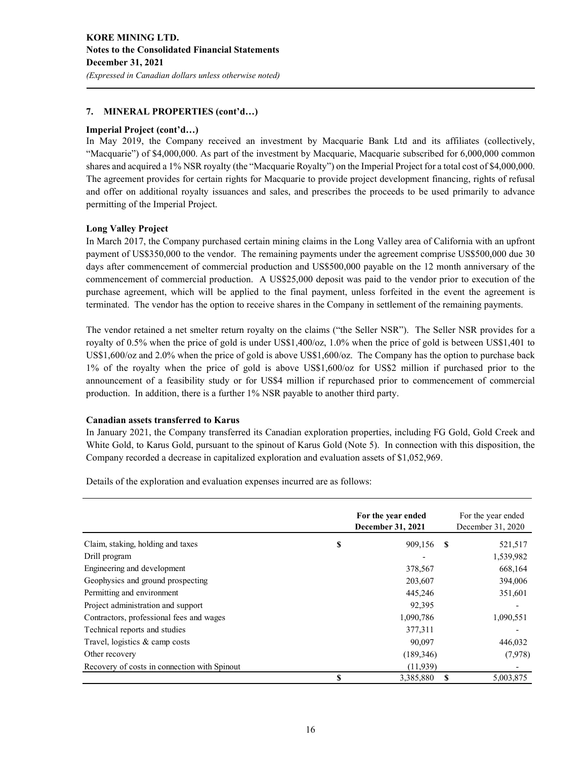## 7. MINERAL PROPERTIES (cont'd…)

### Imperial Project (cont'd…)

In May 2019, the Company received an investment by Macquarie Bank Ltd and its affiliates (collectively, "Macquarie") of $4,000,000. As part of the investment by Macquarie, Macquarie subscribed for 6,000,000 common shares and acquired a 1% NSR royalty (the "Macquarie Royalty") on the Imperial Project for a total cost of $4,000,000. The agreement provides for certain rights for Macquarie to provide project development financing, rights of refusal and offer on additional royalty issuances and sales, and prescribes the proceeds to be used primarily to advance permitting of the Imperial Project.

### Long Valley Project

In March 2017, the Company purchased certain mining claims in the Long Valley area of California with an upfront payment of US$350,000 to the vendor. The remaining payments under the agreement comprise US$500,000 due 30 days after commencement of commercial production and US$500,000 payable on the 12 month anniversary of the commencement of commercial production. A US$25,000 deposit was paid to the vendor prior to execution of the purchase agreement, which will be applied to the final payment, unless forfeited in the event the agreement is terminated. The vendor has the option to receive shares in the Company in settlement of the remaining payments.

The vendor retained a net smelter return royalty on the claims ("the Seller NSR"). The Seller NSR provides for a royalty of 0.5% when the price of gold is under US$1,400/oz, 1.0% when the price of gold is between US$1,401 to US$1,600/oz and 2.0% when the price of gold is above US$1,600/oz. The Company has the option to purchase back 1% of the royalty when the price of gold is above US$1,600/oz for US$2 million if purchased prior to the announcement of a feasibility study or for US$4 million if repurchased prior to commencement of commercial production. In addition, there is a further 1% NSR payable to another third party.

### Canadian assets transferred to Karus

In January 2021, the Company transferred its Canadian exploration properties, including FG Gold, Gold Creek and White Gold, to Karus Gold, pursuant to the spinout of Karus Gold (Note 5). In connection with this disposition, the Company recorded a decrease in capitalized exploration and evaluation assets of $1,052,969.

Details of the exploration and evaluation expenses incurred are as follows:

| | **For the year ended December 31, 2021** | For the year ended December 31, 2020 |
|---|---|---|
| Claim, staking, holding and taxes | $ 909,156 | $ 521,517 |
| Drill program | - | 1,539,982 |
| Engineering and development | 378,567 | 668,164 |
| Geophysics and ground prospecting | 203,607 | 394,006 |
| Permitting and environment | 445,246 | 351,601 |
| Project administration and support | 92,395 | - |
| Contractors, professional fees and wages | 1,090,786 | 1,090,551 |
| Technical reports and studies | 377,311 | - |
| Travel, logistics & camp costs | 90,097 | 446,032 |
| Other recovery | (189,346) | (7,978) |
| Recovery of costs in connection with Spinout | (11,939) | - |
| | $ 3,385,880 | $ 5,003,875 |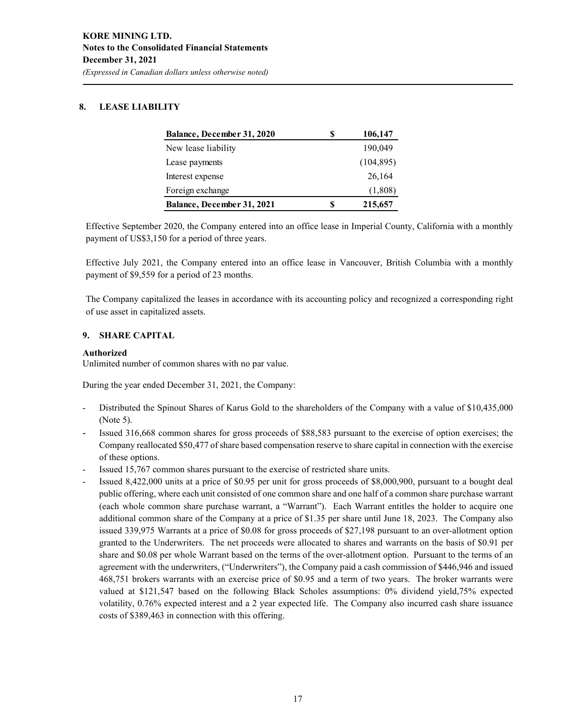## 8. LEASE LIABILITY

| | | |
|---|---|---|
| **Balance, December 31, 2020** | **$** | **106,147** |
| New lease liability | | 190,049 |
| Lease payments | | (104,895) |
| Interest expense | | 26,164 |
| Foreign exchange | | (1,808) |
| **Balance, December 31, 2021** | **$** | **215,657** |

Effective September 2020, the Company entered into an office lease in Imperial County, California with a monthly payment of US$3,150 for a period of three years.

Effective July 2021, the Company entered into an office lease in Vancouver, British Columbia with a monthly payment of $9,559 for a period of 23 months.

The Company capitalized the leases in accordance with its accounting policy and recognized a corresponding right of use asset in capitalized assets.

## 9. SHARE CAPITAL

**Authorized**

Unlimited number of common shares with no par value.

During the year ended December 31, 2021, the Company:

- Distributed the Spinout Shares of Karus Gold to the shareholders of the Company with a value of $10,435,000 (Note 5).
- Issued 316,668 common shares for gross proceeds of $88,583 pursuant to the exercise of option exercises; the Company reallocated $50,477 of share based compensation reserve to share capital in connection with the exercise of these options.
- Issued 15,767 common shares pursuant to the exercise of restricted share units.
- Issued 8,422,000 units at a price of $0.95 per unit for gross proceeds of $8,000,900, pursuant to a bought deal public offering, where each unit consisted of one common share and one half of a common share purchase warrant (each whole common share purchase warrant, a "Warrant"). Each Warrant entitles the holder to acquire one additional common share of the Company at a price of $1.35 per share until June 18, 2023. The Company also issued 339,975 Warrants at a price of $0.08 for gross proceeds of $27,198 pursuant to an over-allotment option granted to the Underwriters. The net proceeds were allocated to shares and warrants on the basis of $0.91 per share and $0.08 per whole Warrant based on the terms of the over-allotment option. Pursuant to the terms of an agreement with the underwriters, ("Underwriters"), the Company paid a cash commission of $446,946 and issued 468,751 brokers warrants with an exercise price of $0.95 and a term of two years. The broker warrants were valued at $121,547 based on the following Black Scholes assumptions: 0% dividend yield,75% expected volatility, 0.76% expected interest and a 2 year expected life. The Company also incurred cash share issuance costs of $389,463 in connection with this offering.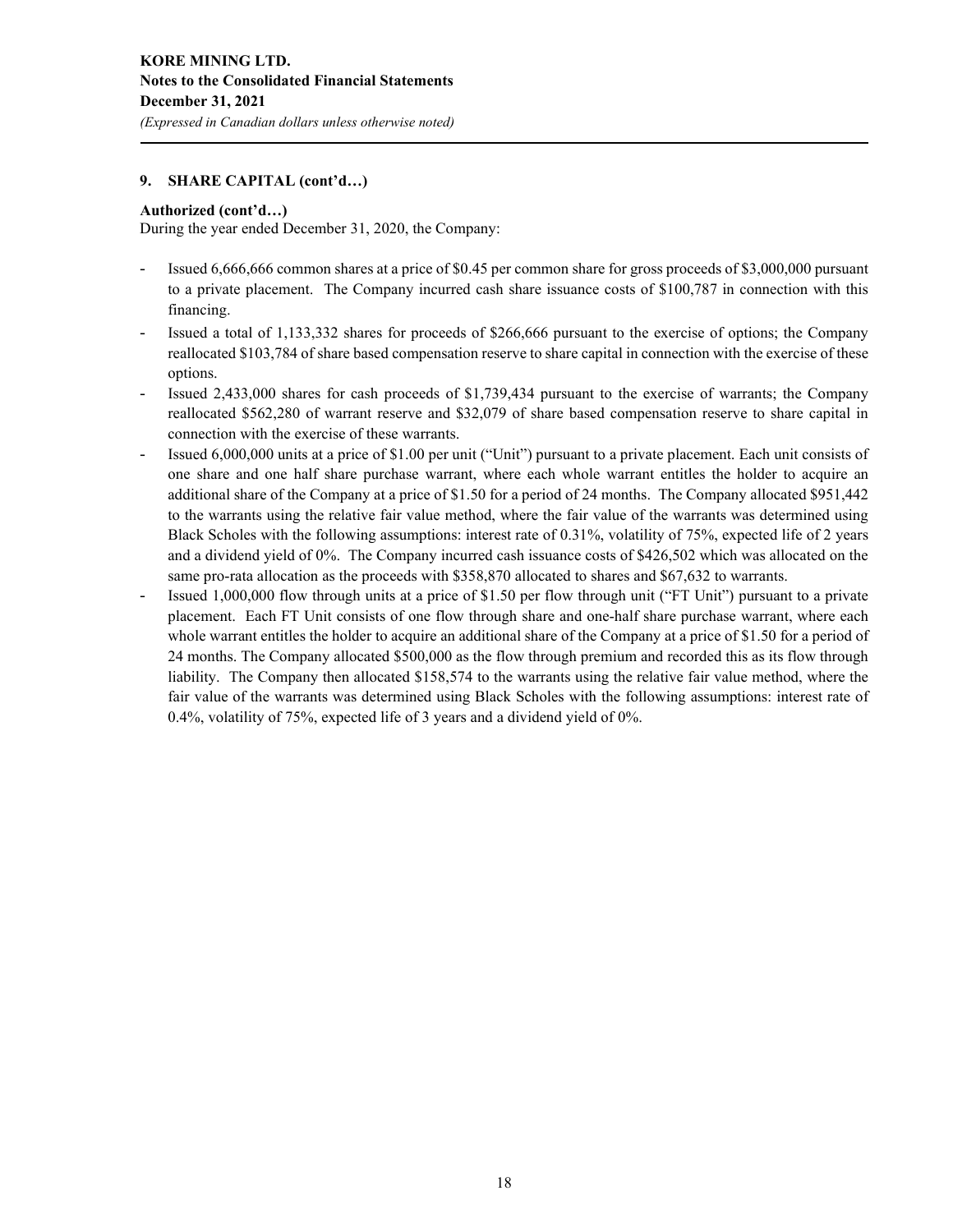## 9. SHARE CAPITAL (cont'd…)

**Authorized (cont'd…)**

During the year ended December 31, 2020, the Company:

- Issued 6,666,666 common shares at a price of $0.45 per common share for gross proceeds of $3,000,000 pursuant to a private placement. The Company incurred cash share issuance costs of $100,787 in connection with this financing.
- Issued a total of 1,133,332 shares for proceeds of $266,666 pursuant to the exercise of options; the Company reallocated $103,784 of share based compensation reserve to share capital in connection with the exercise of these options.
- Issued 2,433,000 shares for cash proceeds of $1,739,434 pursuant to the exercise of warrants; the Company reallocated $562,280 of warrant reserve and $32,079 of share based compensation reserve to share capital in connection with the exercise of these warrants.
- Issued 6,000,000 units at a price of $1.00 per unit ("Unit") pursuant to a private placement. Each unit consists of one share and one half share purchase warrant, where each whole warrant entitles the holder to acquire an additional share of the Company at a price of $1.50 for a period of 24 months. The Company allocated $951,442 to the warrants using the relative fair value method, where the fair value of the warrants was determined using Black Scholes with the following assumptions: interest rate of 0.31%, volatility of 75%, expected life of 2 years and a dividend yield of 0%. The Company incurred cash issuance costs of $426,502 which was allocated on the same pro-rata allocation as the proceeds with $358,870 allocated to shares and $67,632 to warrants.
- Issued 1,000,000 flow through units at a price of $1.50 per flow through unit ("FT Unit") pursuant to a private placement. Each FT Unit consists of one flow through share and one-half share purchase warrant, where each whole warrant entitles the holder to acquire an additional share of the Company at a price of $1.50 for a period of 24 months. The Company allocated $500,000 as the flow through premium and recorded this as its flow through liability. The Company then allocated $158,574 to the warrants using the relative fair value method, where the fair value of the warrants was determined using Black Scholes with the following assumptions: interest rate of 0.4%, volatility of 75%, expected life of 3 years and a dividend yield of 0%.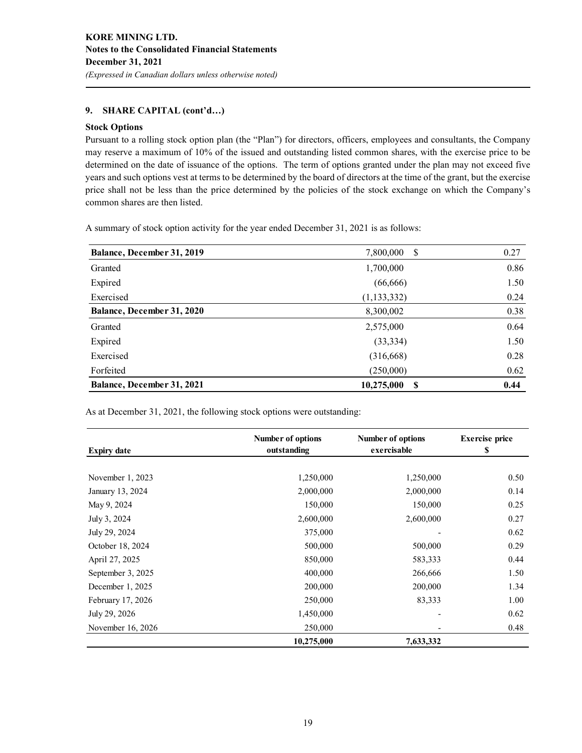## 9. SHARE CAPITAL (cont'd…)

### Stock Options

Pursuant to a rolling stock option plan (the "Plan") for directors, officers, employees and consultants, the Company may reserve a maximum of 10% of the issued and outstanding listed common shares, with the exercise price to be determined on the date of issuance of the options. The term of options granted under the plan may not exceed five years and such options vest at terms to be determined by the board of directors at the time of the grant, but the exercise price shall not be less than the price determined by the policies of the stock exchange on which the Company's common shares are then listed.

A summary of stock option activity for the year ended December 31, 2021 is as follows:

| | | |
|---|---|---|
| **Balance, December 31, 2019** | 7,800,000 | $ 0.27 |
| Granted | 1,700,000 | 0.86 |
| Expired | (66,666) | 1.50 |
| Exercised | (1,133,332) | 0.24 |
| **Balance, December 31, 2020** | 8,300,002 | 0.38 |
| Granted | 2,575,000 | 0.64 |
| Expired | (33,334) | 1.50 |
| Exercised | (316,668) | 0.28 |
| Forfeited | (250,000) | 0.62 |
| **Balance, December 31, 2021** | **10,275,000** | **$ 0.44** |

As at December 31, 2021, the following stock options were outstanding:

| Expiry date | Number of options outstanding | Number of options exercisable | Exercise price $ |
|---|---|---|---|
| November 1, 2023 | 1,250,000 | 1,250,000 | 0.50 |
| January 13, 2024 | 2,000,000 | 2,000,000 | 0.14 |
| May 9, 2024 | 150,000 | 150,000 | 0.25 |
| July 3, 2024 | 2,600,000 | 2,600,000 | 0.27 |
| July 29, 2024 | 375,000 | - | 0.62 |
| October 18, 2024 | 500,000 | 500,000 | 0.29 |
| April 27, 2025 | 850,000 | 583,333 | 0.44 |
| September 3, 2025 | 400,000 | 266,666 | 1.50 |
| December 1, 2025 | 200,000 | 200,000 | 1.34 |
| February 17, 2026 | 250,000 | 83,333 | 1.00 |
| July 29, 2026 | 1,450,000 | - | 0.62 |
| November 16, 2026 | 250,000 | - | 0.48 |
| | **10,275,000** | **7,633,332** | |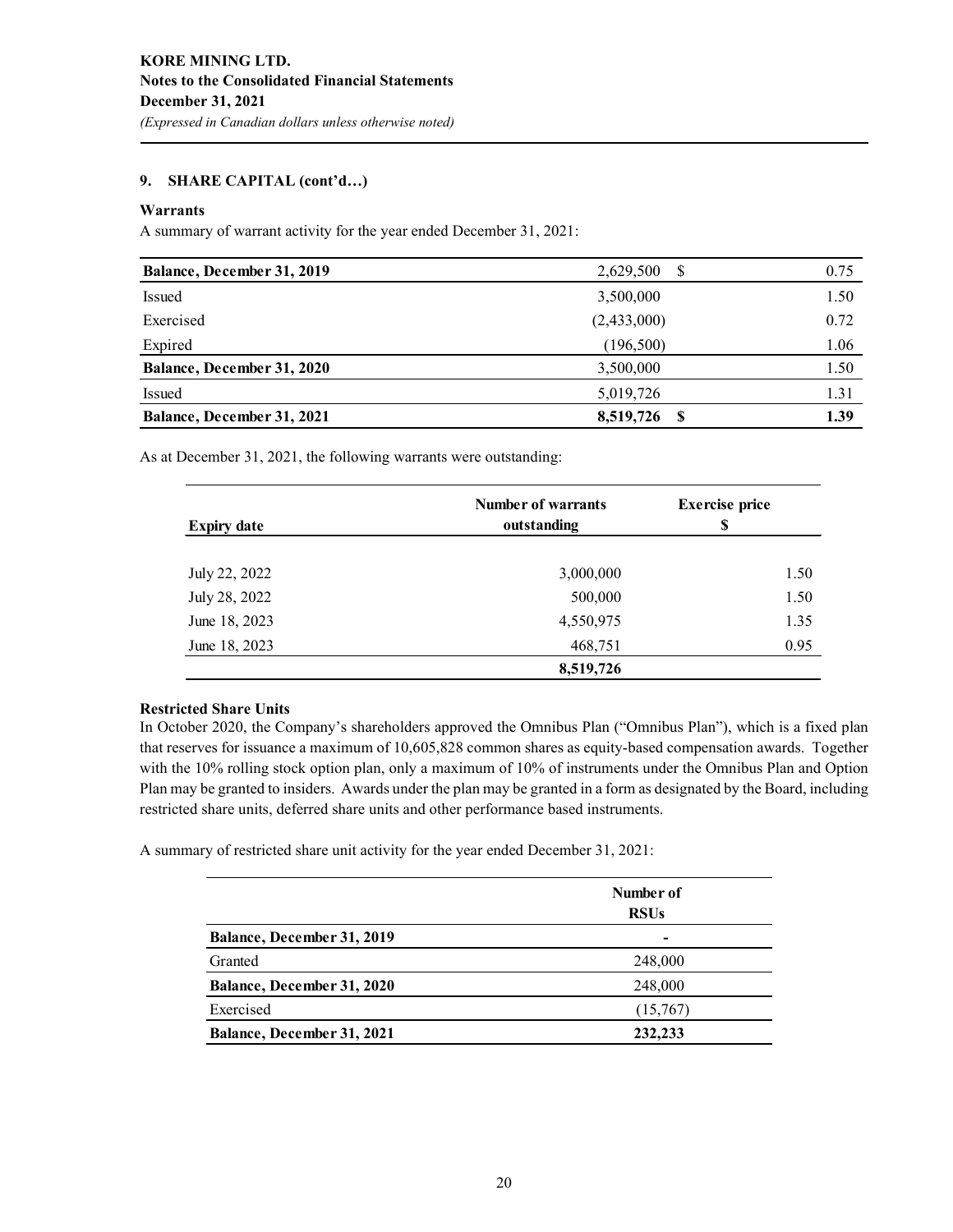**KORE MINING LTD.**
**Notes to the Consolidated Financial Statements**
**December 31, 2021**
*(Expressed in Canadian dollars unless otherwise noted)*

## 9. SHARE CAPITAL (cont'd…)

### Warrants

A summary of warrant activity for the year ended December 31, 2021:

| | | |
|---|---|---|
| **Balance, December 31, 2019** | 2,629,500 $ | 0.75 |
| Issued | 3,500,000 | 1.50 |
| Exercised | (2,433,000) | 0.72 |
| Expired | (196,500) | 1.06 |
| **Balance, December 31, 2020** | 3,500,000 | 1.50 |
| Issued | 5,019,726 | 1.31 |
| **Balance, December 31, 2021** | **8,519,726 $** | **1.39** |

As at December 31, 2021, the following warrants were outstanding:

| Expiry date | Number of warrants outstanding | Exercise price $ |
|---|---|---|
| July 22, 2022 | 3,000,000 | 1.50 |
| July 28, 2022 | 500,000 | 1.50 |
| June 18, 2023 | 4,550,975 | 1.35 |
| June 18, 2023 | 468,751 | 0.95 |
| | **8,519,726** | |

### Restricted Share Units

In October 2020, the Company's shareholders approved the Omnibus Plan ("Omnibus Plan"), which is a fixed plan that reserves for issuance a maximum of 10,605,828 common shares as equity-based compensation awards. Together with the 10% rolling stock option plan, only a maximum of 10% of instruments under the Omnibus Plan and Option Plan may be granted to insiders. Awards under the plan may be granted in a form as designated by the Board, including restricted share units, deferred share units and other performance based instruments.

A summary of restricted share unit activity for the year ended December 31, 2021:

| | Number of RSUs |
|---|---|
| **Balance, December 31, 2019** | - |
| Granted | 248,000 |
| **Balance, December 31, 2020** | 248,000 |
| Exercised | (15,767) |
| **Balance, December 31, 2021** | **232,233** |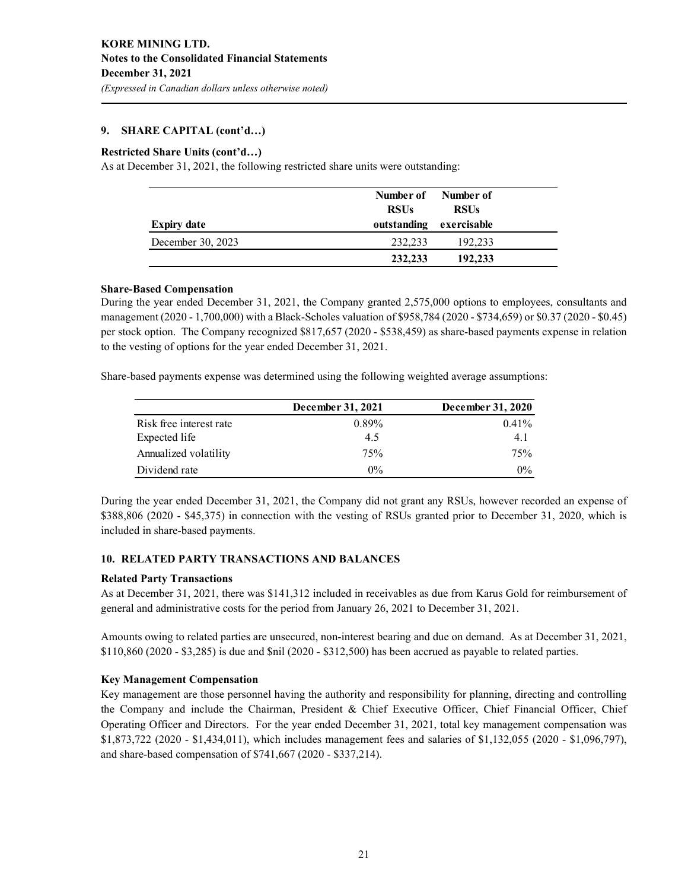**KORE MINING LTD.**
**Notes to the Consolidated Financial Statements**
**December 31, 2021**
*(Expressed in Canadian dollars unless otherwise noted)*

## 9. SHARE CAPITAL (cont'd…)

### Restricted Share Units (cont'd…)

As at December 31, 2021, the following restricted share units were outstanding:

| Expiry date | Number of RSUs outstanding | Number of RSUs exercisable |
|---|---|---|
| December 30, 2023 | 232,233 | 192,233 |
| | **232,233** | **192,233** |

### Share-Based Compensation

During the year ended December 31, 2021, the Company granted 2,575,000 options to employees, consultants and management (2020 - 1,700,000) with a Black-Scholes valuation of $958,784 (2020 - $734,659) or $0.37 (2020 - $0.45) per stock option. The Company recognized $817,657 (2020 - $538,459) as share-based payments expense in relation to the vesting of options for the year ended December 31, 2021.

Share-based payments expense was determined using the following weighted average assumptions:

| | December 31, 2021 | December 31, 2020 |
|---|---|---|
| Risk free interest rate | 0.89% | 0.41% |
| Expected life | 4.5 | 4.1 |
| Annualized volatility | 75% | 75% |
| Dividend rate | 0% | 0% |

During the year ended December 31, 2021, the Company did not grant any RSUs, however recorded an expense of $388,806 (2020 - $45,375) in connection with the vesting of RSUs granted prior to December 31, 2020, which is included in share-based payments.

## 10. RELATED PARTY TRANSACTIONS AND BALANCES

### Related Party Transactions

As at December 31, 2021, there was $141,312 included in receivables as due from Karus Gold for reimbursement of general and administrative costs for the period from January 26, 2021 to December 31, 2021.

Amounts owing to related parties are unsecured, non-interest bearing and due on demand. As at December 31, 2021, $110,860 (2020 - $3,285) is due and $nil (2020 - $312,500) has been accrued as payable to related parties.

### Key Management Compensation

Key management are those personnel having the authority and responsibility for planning, directing and controlling the Company and include the Chairman, President & Chief Executive Officer, Chief Financial Officer, Chief Operating Officer and Directors. For the year ended December 31, 2021, total key management compensation was $1,873,722 (2020 - $1,434,011), which includes management fees and salaries of $1,132,055 (2020 - $1,096,797), and share-based compensation of $741,667 (2020 - $337,214).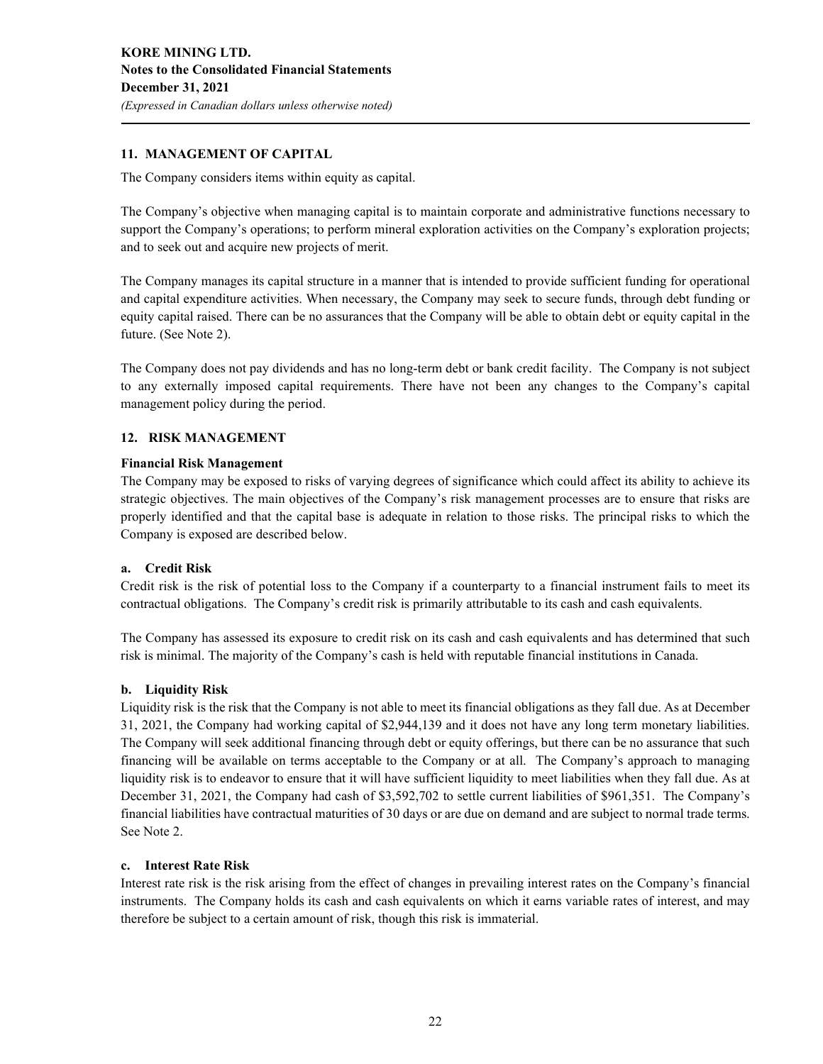## 11. MANAGEMENT OF CAPITAL

The Company considers items within equity as capital.

The Company's objective when managing capital is to maintain corporate and administrative functions necessary to support the Company's operations; to perform mineral exploration activities on the Company's exploration projects; and to seek out and acquire new projects of merit.

The Company manages its capital structure in a manner that is intended to provide sufficient funding for operational and capital expenditure activities. When necessary, the Company may seek to secure funds, through debt funding or equity capital raised. There can be no assurances that the Company will be able to obtain debt or equity capital in the future. (See Note 2).

The Company does not pay dividends and has no long-term debt or bank credit facility. The Company is not subject to any externally imposed capital requirements. There have not been any changes to the Company's capital management policy during the period.

## 12. RISK MANAGEMENT

**Financial Risk Management**

The Company may be exposed to risks of varying degrees of significance which could affect its ability to achieve its strategic objectives. The main objectives of the Company's risk management processes are to ensure that risks are properly identified and that the capital base is adequate in relation to those risks. The principal risks to which the Company is exposed are described below.

### a. Credit Risk

Credit risk is the risk of potential loss to the Company if a counterparty to a financial instrument fails to meet its contractual obligations. The Company's credit risk is primarily attributable to its cash and cash equivalents.

The Company has assessed its exposure to credit risk on its cash and cash equivalents and has determined that such risk is minimal. The majority of the Company's cash is held with reputable financial institutions in Canada.

### b. Liquidity Risk

Liquidity risk is the risk that the Company is not able to meet its financial obligations as they fall due. As at December 31, 2021, the Company had working capital of $2,944,139 and it does not have any long term monetary liabilities. The Company will seek additional financing through debt or equity offerings, but there can be no assurance that such financing will be available on terms acceptable to the Company or at all. The Company's approach to managing liquidity risk is to endeavor to ensure that it will have sufficient liquidity to meet liabilities when they fall due. As at December 31, 2021, the Company had cash of $3,592,702 to settle current liabilities of $961,351. The Company's financial liabilities have contractual maturities of 30 days or are due on demand and are subject to normal trade terms. See Note 2.

### c. Interest Rate Risk

Interest rate risk is the risk arising from the effect of changes in prevailing interest rates on the Company's financial instruments. The Company holds its cash and cash equivalents on which it earns variable rates of interest, and may therefore be subject to a certain amount of risk, though this risk is immaterial.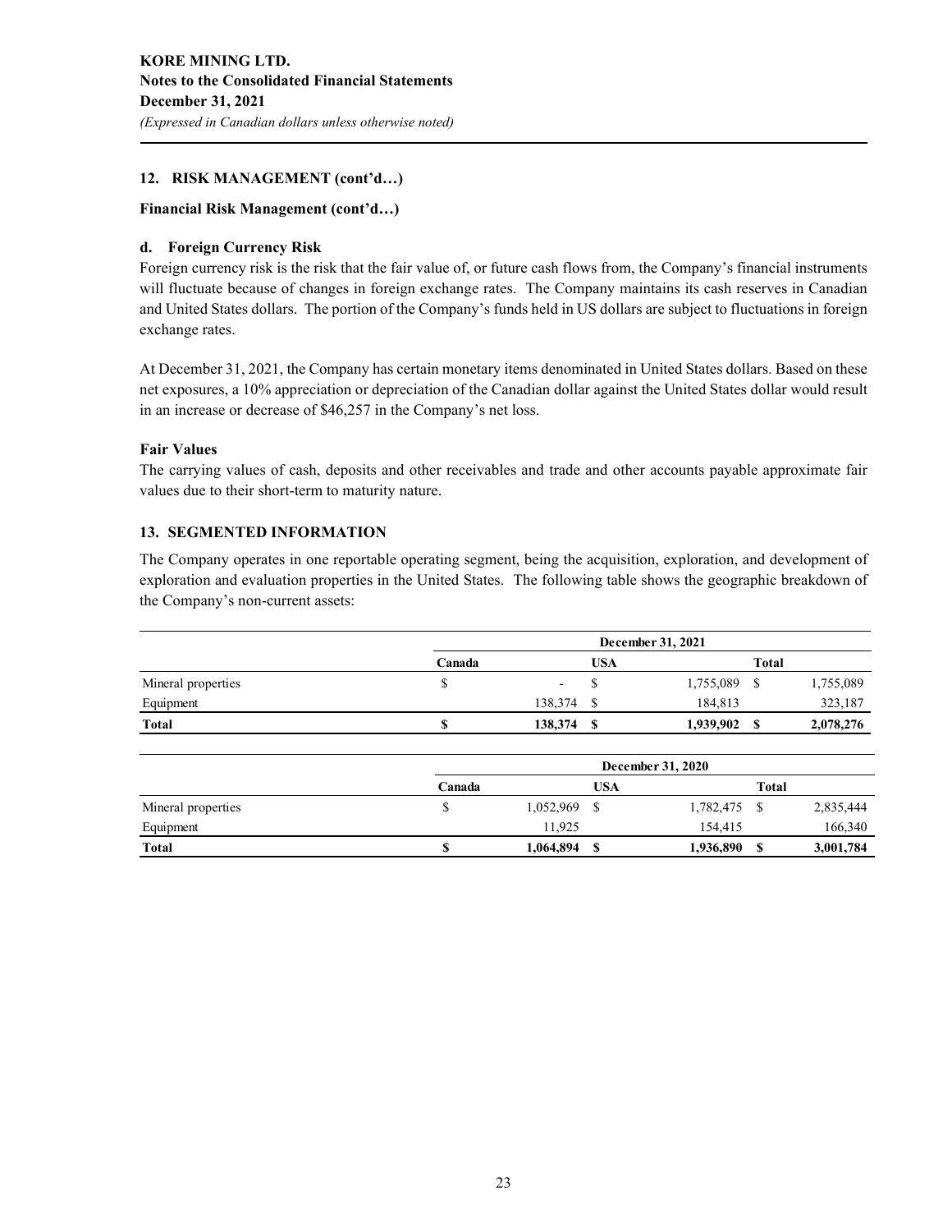## 12. RISK MANAGEMENT (cont'd…)

### Financial Risk Management (cont'd…)

#### d. Foreign Currency Risk

Foreign currency risk is the risk that the fair value of, or future cash flows from, the Company's financial instruments will fluctuate because of changes in foreign exchange rates. The Company maintains its cash reserves in Canadian and United States dollars. The portion of the Company's funds held in US dollars are subject to fluctuations in foreign exchange rates.

At December 31, 2021, the Company has certain monetary items denominated in United States dollars. Based on these net exposures, a 10% appreciation or depreciation of the Canadian dollar against the United States dollar would result in an increase or decrease of $46,257 in the Company's net loss.

### Fair Values

The carrying values of cash, deposits and other receivables and trade and other accounts payable approximate fair values due to their short-term to maturity nature.

## 13. SEGMENTED INFORMATION

The Company operates in one reportable operating segment, being the acquisition, exploration, and development of exploration and evaluation properties in the United States. The following table shows the geographic breakdown of the Company's non-current assets:

| | December 31, 2021 | | |
|---|---|---|---|
| | Canada | USA | Total |
| Mineral properties | $ - | $ 1,755,089 | $ 1,755,089 |
| Equipment | 138,374 | $ 184,813 | 323,187 |
| **Total** | **$ 138,374** | **$ 1,939,902** | **$ 2,078,276** |

| | December 31, 2020 | | |
|---|---|---|---|
| | Canada | USA | Total |
| Mineral properties | $ 1,052,969 | $ 1,782,475 | $ 2,835,444 |
| Equipment | 11,925 | 154,415 | 166,340 |
| **Total** | **$ 1,064,894** | **$ 1,936,890** | **$ 3,001,784** |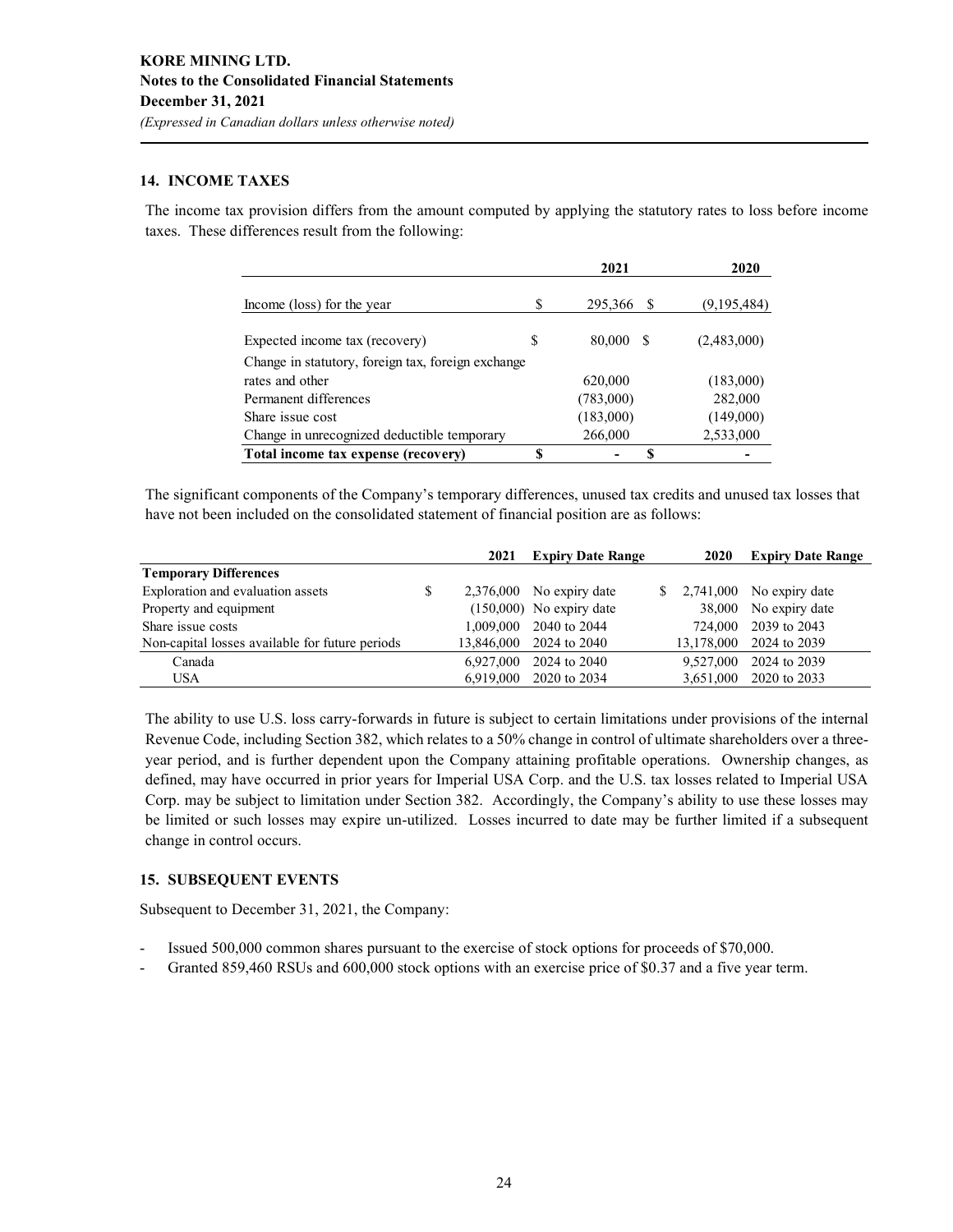**KORE MINING LTD.**
**Notes to the Consolidated Financial Statements**
**December 31, 2021**
*(Expressed in Canadian dollars unless otherwise noted)*

## 14. INCOME TAXES

The income tax provision differs from the amount computed by applying the statutory rates to loss before income taxes. These differences result from the following:

| | 2021 | 2020 |
|---|---|---|
| Income (loss) for the year | $ 295,366 | $ (9,195,484) |
| Expected income tax (recovery) | $ 80,000 | $ (2,483,000) |
| Change in statutory, foreign tax, foreign exchange rates and other | 620,000 | (183,000) |
| Permanent differences | (783,000) | 282,000 |
| Share issue cost | (183,000) | (149,000) |
| Change in unrecognized deductible temporary | 266,000 | 2,533,000 |
| **Total income tax expense (recovery)** | **$ -** | **$ -** |

The significant components of the Company's temporary differences, unused tax credits and unused tax losses that have not been included on the consolidated statement of financial position are as follows:

| | 2021 | Expiry Date Range | 2020 | Expiry Date Range |
|---|---|---|---|---|
| **Temporary Differences** | | | | |
| Exploration and evaluation assets | $ 2,376,000 | No expiry date | $ 2,741,000 | No expiry date |
| Property and equipment | (150,000) | No expiry date | 38,000 | No expiry date |
| Share issue costs | 1,009,000 | 2040 to 2044 | 724,000 | 2039 to 2043 |
| Non-capital losses available for future periods | 13,846,000 | 2024 to 2040 | 13,178,000 | 2024 to 2039 |
| Canada | 6,927,000 | 2024 to 2040 | 9,527,000 | 2024 to 2039 |
| USA | 6,919,000 | 2020 to 2034 | 3,651,000 | 2020 to 2033 |

The ability to use U.S. loss carry-forwards in future is subject to certain limitations under provisions of the internal Revenue Code, including Section 382, which relates to a 50% change in control of ultimate shareholders over a three-year period, and is further dependent upon the Company attaining profitable operations. Ownership changes, as defined, may have occurred in prior years for Imperial USA Corp. and the U.S. tax losses related to Imperial USA Corp. may be subject to limitation under Section 382. Accordingly, the Company's ability to use these losses may be limited or such losses may expire un-utilized. Losses incurred to date may be further limited if a subsequent change in control occurs.

## 15. SUBSEQUENT EVENTS

Subsequent to December 31, 2021, the Company:

- Issued 500,000 common shares pursuant to the exercise of stock options for proceeds of $70,000.
- Granted 859,460 RSUs and 600,000 stock options with an exercise price of $0.37 and a five year term.